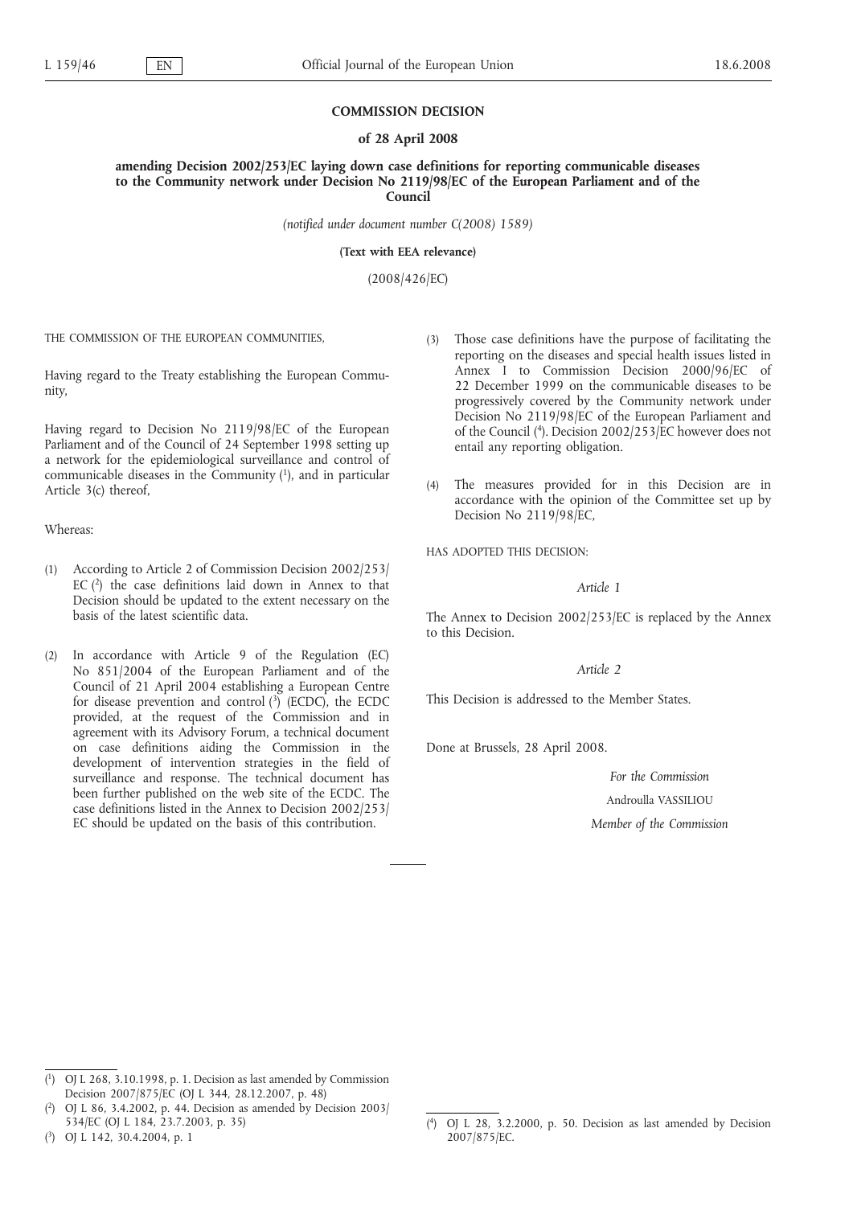**COMMISSION DECISION**

**of 28 April 2008**

**amending Decision 2002/253/EC laying down case definitions for reporting communicable diseases to the Community network under Decision No 2119/98/EC of the European Parliament and of the Council**

*(notified under document number C(2008) 1589)*

**(Text with EEA relevance)**

(2008/426/EC)

THE COMMISSION OF THE EUROPEAN COMMUNITIES,

Having regard to the Treaty establishing the European Community,

Having regard to Decision No 2119/98/EC of the European Parliament and of the Council of 24 September 1998 setting up a network for the epidemiological surveillance and control of communicable diseases in the Community [1], and in particular Article 3(c) thereof,

Whereas:

(1) According to Article 2 of Commission Decision 2002/253/EC [2] the case definitions laid down in Annex to that Decision should be updated to the extent necessary on the basis of the latest scientific data.

(2) In accordance with Article 9 of the Regulation (EC) No 851/2004 of the European Parliament and of the Council of 21 April 2004 establishing a European Centre for disease prevention and control [3] (ECDC), the ECDC provided, at the request of the Commission and in agreement with its Advisory Forum, a technical document on case definitions aiding the Commission in the development of intervention strategies in the field of surveillance and response. The technical document has been further published on the web site of the ECDC. The case definitions listed in the Annex to Decision 2002/253/EC should be updated on the basis of this contribution.

(3) Those case definitions have the purpose of facilitating the reporting on the diseases and special health issues listed in Annex I to Commission Decision 2000/96/EC of 22 December 1999 on the communicable diseases to be progressively covered by the Community network under Decision No 2119/98/EC of the European Parliament and of the Council [4]. Decision 2002/253/EC however does not entail any reporting obligation.

(4) The measures provided for in this Decision are in accordance with the opinion of the Committee set up by Decision No 2119/98/EC,

HAS ADOPTED THIS DECISION:

*Article 1*

The Annex to Decision 2002/253/EC is replaced by the Annex to this Decision.

*Article 2*

This Decision is addressed to the Member States.

Done at Brussels, 28 April 2008.

*For the Commission*

Androulla VASSILIOU

*Member of the Commission*

---

[1] OJ L 268, 3.10.1998, p. 1. Decision as last amended by Commission Decision 2007/875/EC (OJ L 344, 28.12.2007, p. 48)

[2] OJ L 86, 3.4.2002, p. 44. Decision as amended by Decision 2003/534/EC (OJ L 184, 23.7.2003, p. 35)

[3] OJ L 142, 30.4.2004, p. 1

[4] OJ L 28, 3.2.2000, p. 50. Decision as last amended by Decision 2007/875/EC.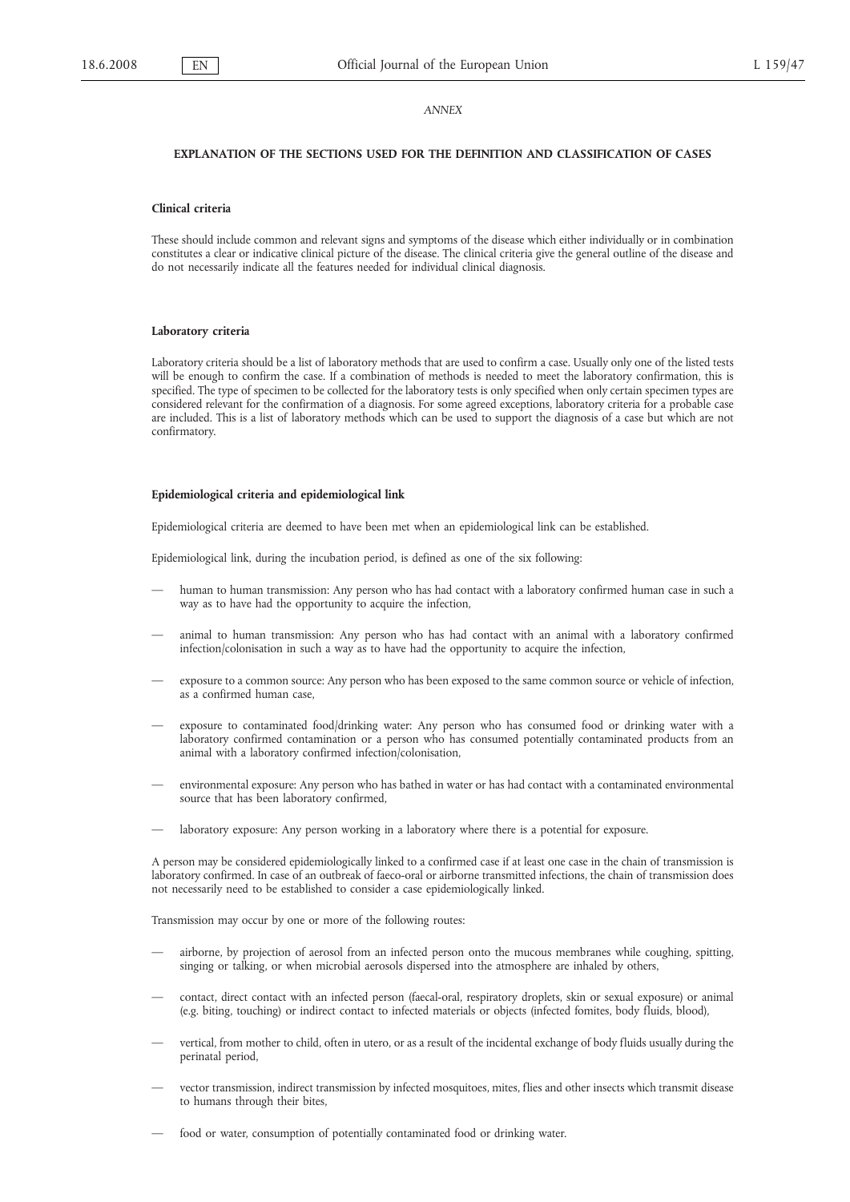*ANNEX*

## EXPLANATION OF THE SECTIONS USED FOR THE DEFINITION AND CLASSIFICATION OF CASES

### Clinical criteria

These should include common and relevant signs and symptoms of the disease which either individually or in combination constitutes a clear or indicative clinical picture of the disease. The clinical criteria give the general outline of the disease and do not necessarily indicate all the features needed for individual clinical diagnosis.

### Laboratory criteria

Laboratory criteria should be a list of laboratory methods that are used to confirm a case. Usually only one of the listed tests will be enough to confirm the case. If a combination of methods is needed to meet the laboratory confirmation, this is specified. The type of specimen to be collected for the laboratory tests is only specified when only certain specimen types are considered relevant for the confirmation of a diagnosis. For some agreed exceptions, laboratory criteria for a probable case are included. This is a list of laboratory methods which can be used to support the diagnosis of a case but which are not confirmatory.

### Epidemiological criteria and epidemiological link

Epidemiological criteria are deemed to have been met when an epidemiological link can be established.

Epidemiological link, during the incubation period, is defined as one of the six following:

- human to human transmission: Any person who has had contact with a laboratory confirmed human case in such a way as to have had the opportunity to acquire the infection,
- animal to human transmission: Any person who has had contact with an animal with a laboratory confirmed infection/colonisation in such a way as to have had the opportunity to acquire the infection,
- exposure to a common source: Any person who has been exposed to the same common source or vehicle of infection, as a confirmed human case,
- exposure to contaminated food/drinking water: Any person who has consumed food or drinking water with a laboratory confirmed contamination or a person who has consumed potentially contaminated products from an animal with a laboratory confirmed infection/colonisation,
- environmental exposure: Any person who has bathed in water or has had contact with a contaminated environmental source that has been laboratory confirmed,
- laboratory exposure: Any person working in a laboratory where there is a potential for exposure.

A person may be considered epidemiologically linked to a confirmed case if at least one case in the chain of transmission is laboratory confirmed. In case of an outbreak of faeco-oral or airborne transmitted infections, the chain of transmission does not necessarily need to be established to consider a case epidemiologically linked.

Transmission may occur by one or more of the following routes:

- airborne, by projection of aerosol from an infected person onto the mucous membranes while coughing, spitting, singing or talking, or when microbial aerosols dispersed into the atmosphere are inhaled by others,
- contact, direct contact with an infected person (faecal-oral, respiratory droplets, skin or sexual exposure) or animal (e.g. biting, touching) or indirect contact to infected materials or objects (infected fomites, body fluids, blood),
- vertical, from mother to child, often in utero, or as a result of the incidental exchange of body fluids usually during the perinatal period,
- vector transmission, indirect transmission by infected mosquitoes, mites, flies and other insects which transmit disease to humans through their bites,
- food or water, consumption of potentially contaminated food or drinking water.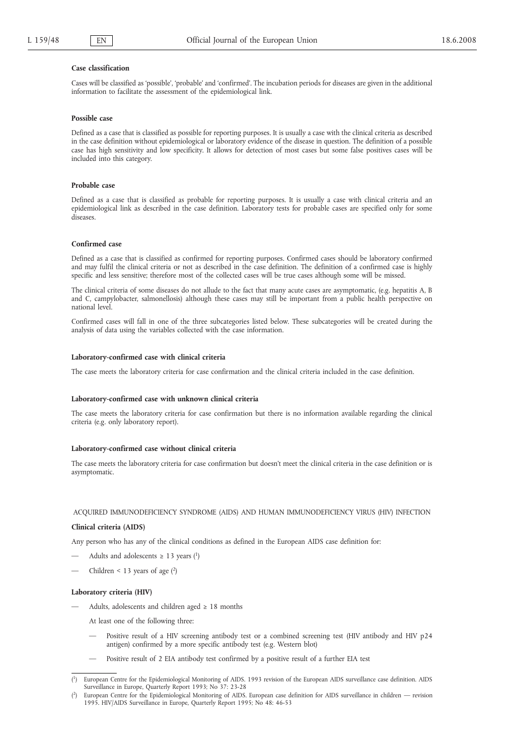### Case classification

Cases will be classified as 'possible', 'probable' and 'confirmed'. The incubation periods for diseases are given in the additional information to facilitate the assessment of the epidemiological link.

#### Possible case

Defined as a case that is classified as possible for reporting purposes. It is usually a case with the clinical criteria as described in the case definition without epidemiological or laboratory evidence of the disease in question. The definition of a possible case has high sensitivity and low specificity. It allows for detection of most cases but some false positives cases will be included into this category.

#### Probable case

Defined as a case that is classified as probable for reporting purposes. It is usually a case with clinical criteria and an epidemiological link as described in the case definition. Laboratory tests for probable cases are specified only for some diseases.

#### Confirmed case

Defined as a case that is classified as confirmed for reporting purposes. Confirmed cases should be laboratory confirmed and may fulfil the clinical criteria or not as described in the case definition. The definition of a confirmed case is highly specific and less sensitive; therefore most of the collected cases will be true cases although some will be missed.

The clinical criteria of some diseases do not allude to the fact that many acute cases are asymptomatic, (e.g. hepatitis A, B and C, campylobacter, salmonellosis) although these cases may still be important from a public health perspective on national level.

Confirmed cases will fall in one of the three subcategories listed below. These subcategories will be created during the analysis of data using the variables collected with the case information.

#### Laboratory-confirmed case with clinical criteria

The case meets the laboratory criteria for case confirmation and the clinical criteria included in the case definition.

#### Laboratory-confirmed case with unknown clinical criteria

The case meets the laboratory criteria for case confirmation but there is no information available regarding the clinical criteria (e.g. only laboratory report).

#### Laboratory-confirmed case without clinical criteria

The case meets the laboratory criteria for case confirmation but doesn't meet the clinical criteria in the case definition or is asymptomatic.

## ACQUIRED IMMUNODEFICIENCY SYNDROME (AIDS) AND HUMAN IMMUNODEFICIENCY VIRUS (HIV) INFECTION

### Clinical criteria (AIDS)

Any person who has any of the clinical conditions as defined in the European AIDS case definition for:

- Adults and adolescents ≥ 13 years [1]
- Children < 13 years of age [2]

### Laboratory criteria (HIV)

- Adults, adolescents and children aged ≥ 18 months

  At least one of the following three:

  - Positive result of a HIV screening antibody test or a combined screening test (HIV antibody and HIV p24 antigen) confirmed by a more specific antibody test (e.g. Western blot)
  - Positive result of 2 EIA antibody test confirmed by a positive result of a further EIA test

---

[1] European Centre for the Epidemiological Monitoring of AIDS. 1993 revision of the European AIDS surveillance case definition. AIDS Surveillance in Europe, Quarterly Report 1993; No 37: 23-28

[2] European Centre for the Epidemiological Monitoring of AIDS. European case definition for AIDS surveillance in children — revision 1995. HIV/AIDS Surveillance in Europe, Quarterly Report 1995; No 48: 46-53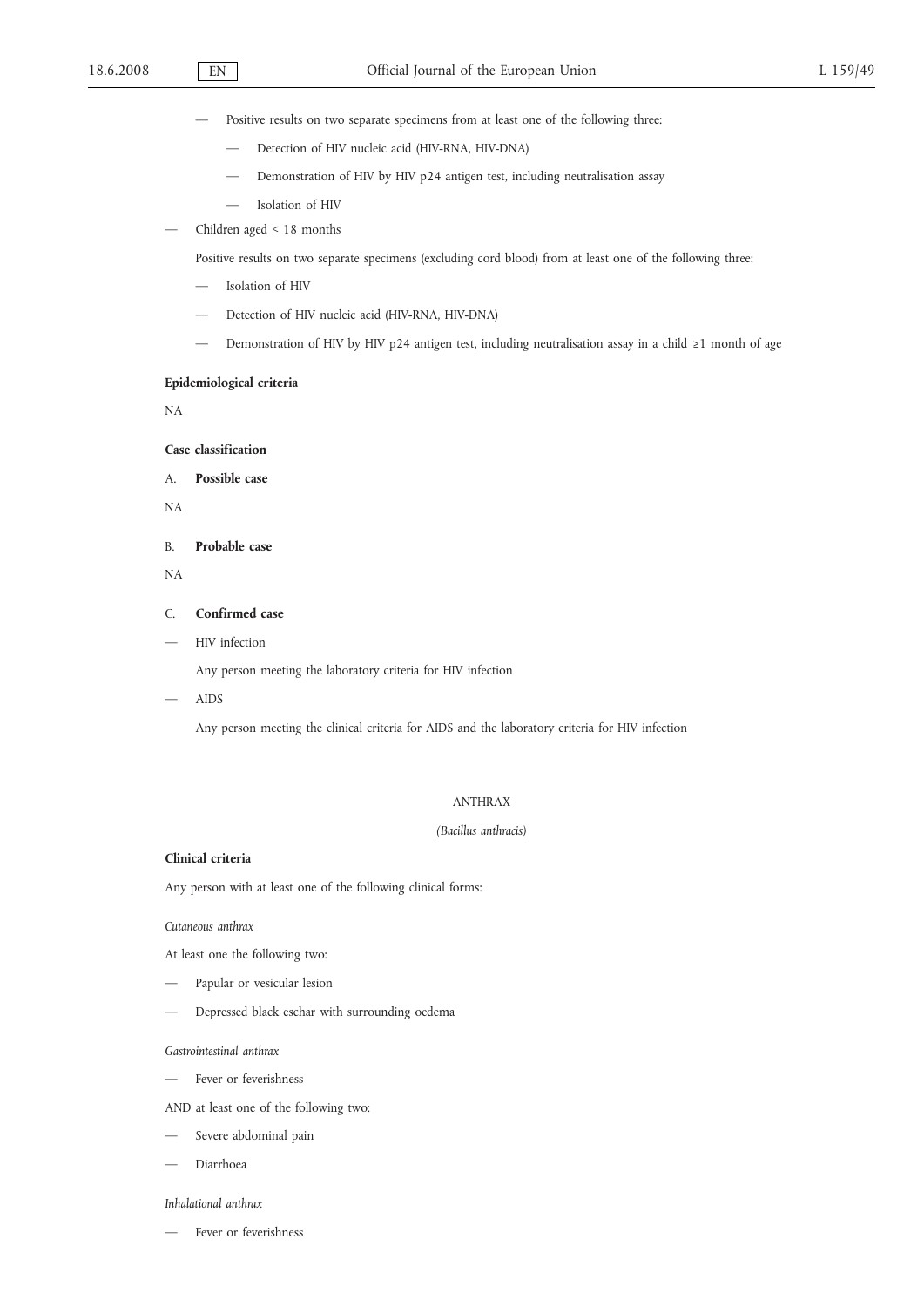- Positive results on two separate specimens from at least one of the following three:
  - Detection of HIV nucleic acid (HIV-RNA, HIV-DNA)
  - Demonstration of HIV by HIV p24 antigen test, including neutralisation assay
  - Isolation of HIV

- Children aged < 18 months

  Positive results on two separate specimens (excluding cord blood) from at least one of the following three:

  - Isolation of HIV
  - Detection of HIV nucleic acid (HIV-RNA, HIV-DNA)
  - Demonstration of HIV by HIV p24 antigen test, including neutralisation assay in a child ≥1 month of age

**Epidemiological criteria**

NA

**Case classification**

A. **Possible case**

NA

B. **Probable case**

NA

C. **Confirmed case**

- HIV infection

  Any person meeting the laboratory criteria for HIV infection

- AIDS

  Any person meeting the clinical criteria for AIDS and the laboratory criteria for HIV infection

## ANTHRAX

*(Bacillus anthracis)*

**Clinical criteria**

Any person with at least one of the following clinical forms:

*Cutaneous anthrax*

At least one the following two:

- Papular or vesicular lesion
- Depressed black eschar with surrounding oedema

*Gastrointestinal anthrax*

- Fever or feverishness

AND at least one of the following two:

- Severe abdominal pain
- Diarrhoea

*Inhalational anthrax*

- Fever or feverishness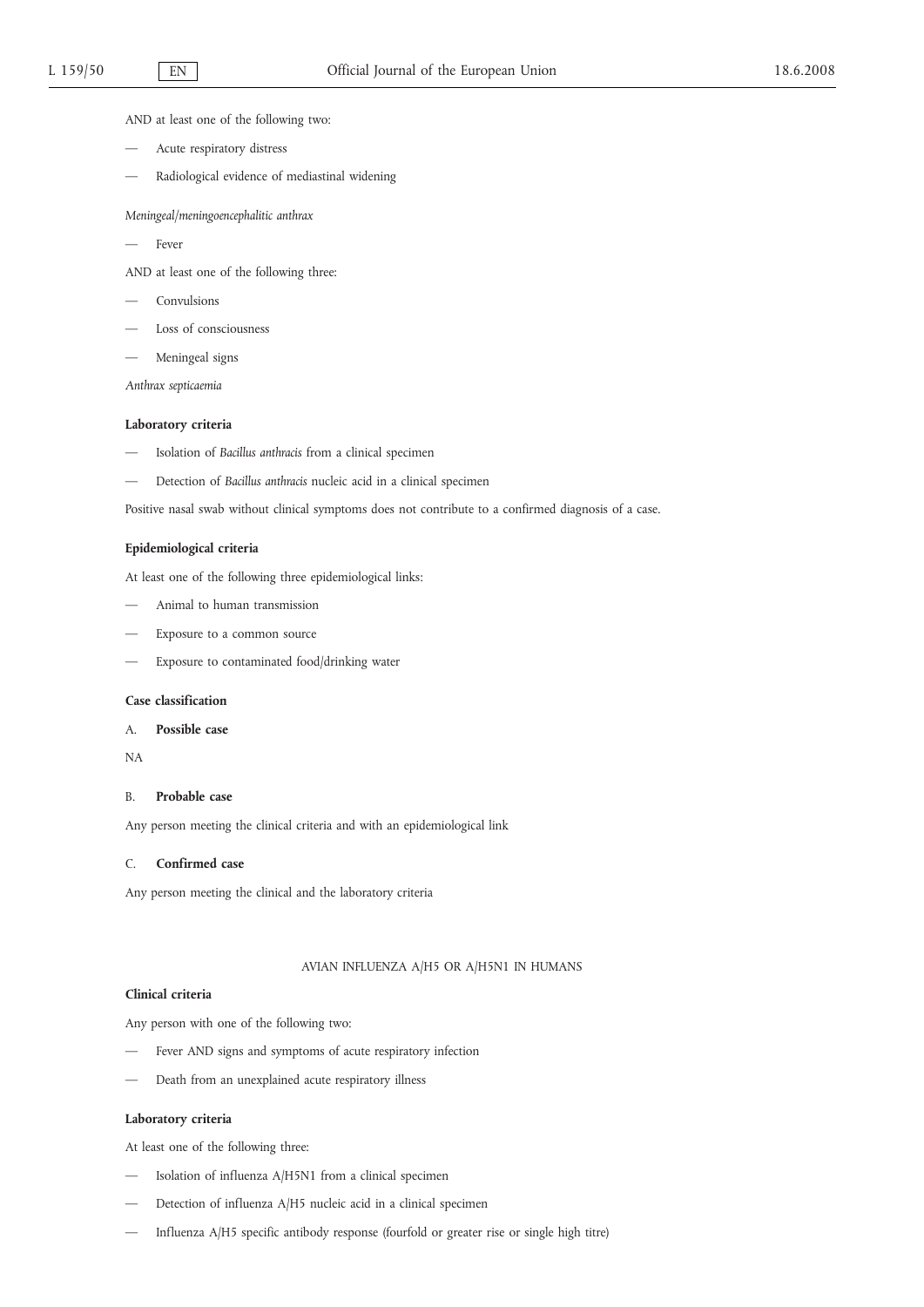AND at least one of the following two:

- Acute respiratory distress
- Radiological evidence of mediastinal widening

*Meningeal/meningoencephalitic anthrax*

- Fever

AND at least one of the following three:

- Convulsions
- Loss of consciousness
- Meningeal signs

*Anthrax septicaemia*

**Laboratory criteria**

- Isolation of *Bacillus anthracis* from a clinical specimen
- Detection of *Bacillus anthracis* nucleic acid in a clinical specimen

Positive nasal swab without clinical symptoms does not contribute to a confirmed diagnosis of a case.

**Epidemiological criteria**

At least one of the following three epidemiological links:

- Animal to human transmission
- Exposure to a common source
- Exposure to contaminated food/drinking water

**Case classification**

A. **Possible case**

NA

B. **Probable case**

Any person meeting the clinical criteria and with an epidemiological link

C. **Confirmed case**

Any person meeting the clinical and the laboratory criteria

## AVIAN INFLUENZA A/H5 OR A/H5N1 IN HUMANS

**Clinical criteria**

Any person with one of the following two:

- Fever AND signs and symptoms of acute respiratory infection
- Death from an unexplained acute respiratory illness

**Laboratory criteria**

At least one of the following three:

- Isolation of influenza A/H5N1 from a clinical specimen
- Detection of influenza A/H5 nucleic acid in a clinical specimen
- Influenza A/H5 specific antibody response (fourfold or greater rise or single high titre)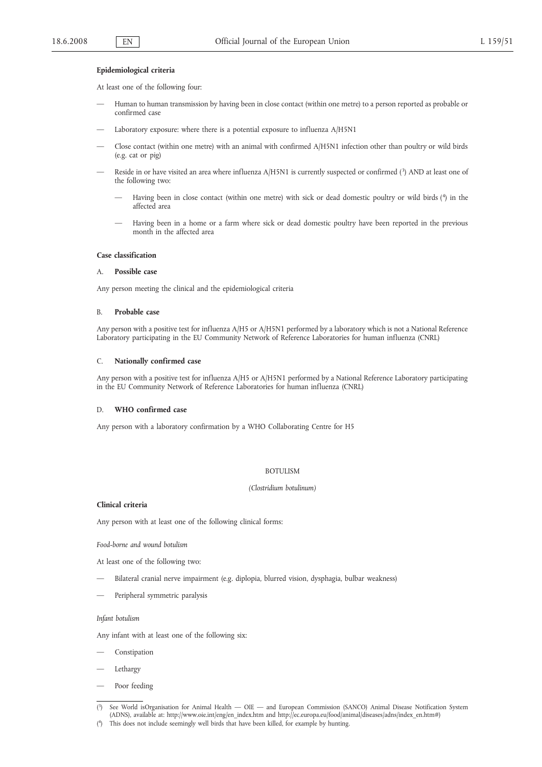**Epidemiological criteria**

At least one of the following four:

- Human to human transmission by having been in close contact (within one metre) to a person reported as probable or confirmed case
- Laboratory exposure: where there is a potential exposure to influenza A/H5N1
- Close contact (within one metre) with an animal with confirmed A/H5N1 infection other than poultry or wild birds (e.g. cat or pig)
- Reside in or have visited an area where influenza A/H5N1 is currently suspected or confirmed [3] AND at least one of the following two:
  - Having been in close contact (within one metre) with sick or dead domestic poultry or wild birds [4] in the affected area
  - Having been in a home or a farm where sick or dead domestic poultry have been reported in the previous month in the affected area

**Case classification**

A. **Possible case**

Any person meeting the clinical and the epidemiological criteria

B. **Probable case**

Any person with a positive test for influenza A/H5 or A/H5N1 performed by a laboratory which is not a National Reference Laboratory participating in the EU Community Network of Reference Laboratories for human influenza (CNRL)

C. **Nationally confirmed case**

Any person with a positive test for influenza A/H5 or A/H5N1 performed by a National Reference Laboratory participating in the EU Community Network of Reference Laboratories for human influenza (CNRL)

D. **WHO confirmed case**

Any person with a laboratory confirmation by a WHO Collaborating Centre for H5

## BOTULISM

*(Clostridium botulinum)*

**Clinical criteria**

Any person with at least one of the following clinical forms:

*Food-borne and wound botulism*

At least one of the following two:

- Bilateral cranial nerve impairment (e.g. diplopia, blurred vision, dysphagia, bulbar weakness)
- Peripheral symmetric paralysis

*Infant botulism*

Any infant with at least one of the following six:

- Constipation
- Lethargy
- Poor feeding

---

[3] See World isOrganisation for Animal Health — OIE — and European Commission (SANCO) Animal Disease Notification System (ADNS), available at: http://www.oie.int/eng/en_index.htm and http://ec.europa.eu/food/animal/diseases/adns/index_en.htm#)

[4] This does not include seemingly well birds that have been killed, for example by hunting.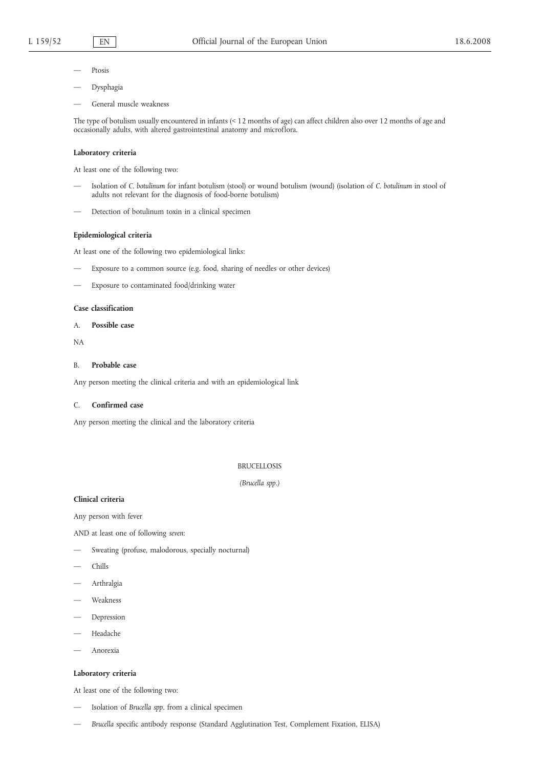- Ptosis
- Dysphagia
- General muscle weakness

The type of botulism usually encountered in infants (< 12 months of age) can affect children also over 12 months of age and occasionally adults, with altered gastrointestinal anatomy and microflora.

**Laboratory criteria**

At least one of the following two:

- Isolation of *C. botulinum* for infant botulism (stool) or wound botulism (wound) (isolation of *C. botulinum* in stool of adults not relevant for the diagnosis of food-borne botulism)
- Detection of botulinum toxin in a clinical specimen

**Epidemiological criteria**

At least one of the following two epidemiological links:

- Exposure to a common source (e.g. food, sharing of needles or other devices)
- Exposure to contaminated food/drinking water

**Case classification**

A. **Possible case**

NA

B. **Probable case**

Any person meeting the clinical criteria and with an epidemiological link

C. **Confirmed case**

Any person meeting the clinical and the laboratory criteria

## BRUCELLOSIS

*(Brucella spp.)*

**Clinical criteria**

Any person with fever

AND at least one of following *seven*:

- Sweating (profuse, malodorous, specially nocturnal)
- Chills
- Arthralgia
- Weakness
- Depression
- Headache
- Anorexia

**Laboratory criteria**

At least one of the following two:

- Isolation of *Brucella spp*. from a clinical specimen
- *Brucella* specific antibody response (Standard Agglutination Test, Complement Fixation, ELISA)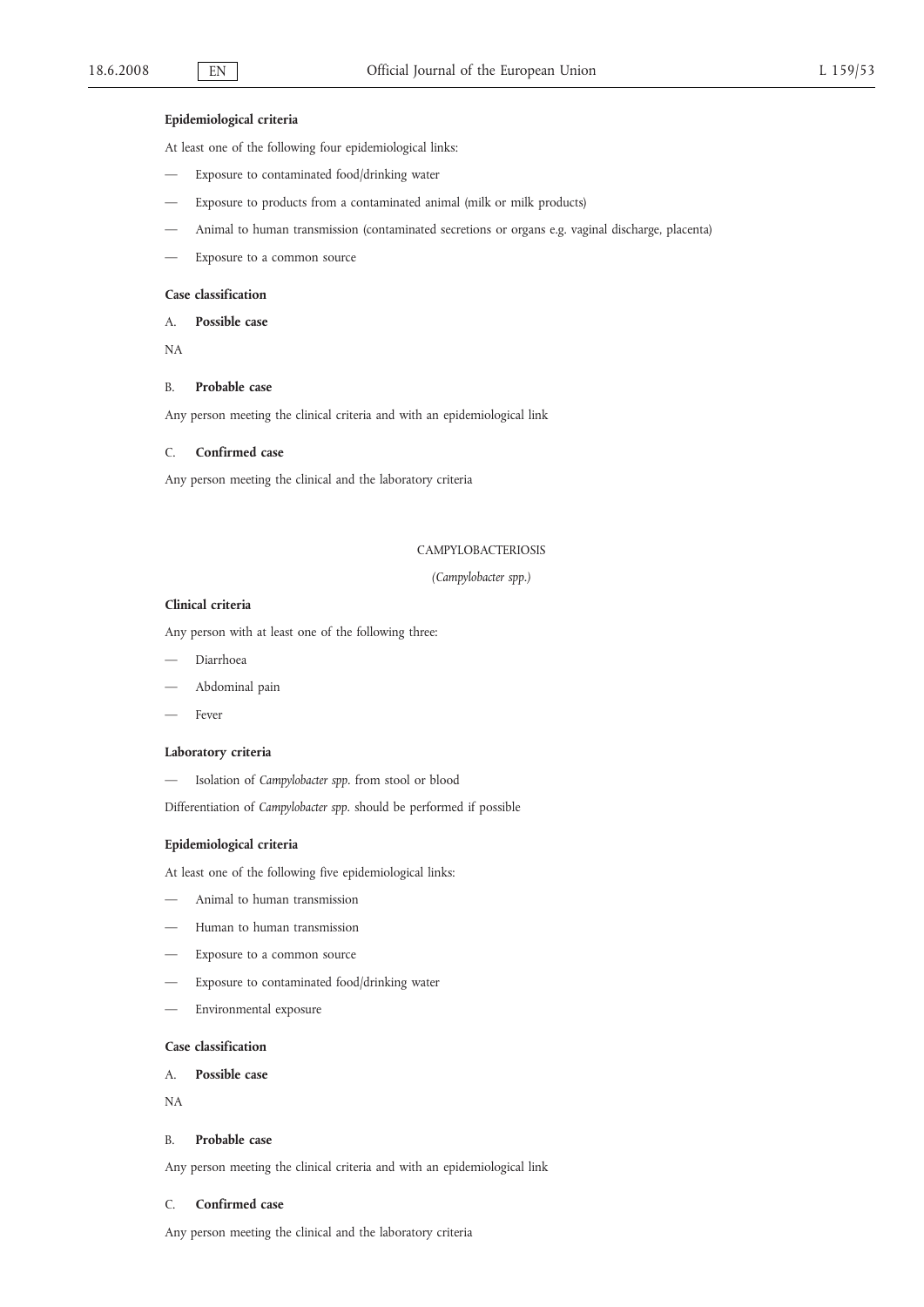**Epidemiological criteria**

At least one of the following four epidemiological links:

- Exposure to contaminated food/drinking water
- Exposure to products from a contaminated animal (milk or milk products)
- Animal to human transmission (contaminated secretions or organs e.g. vaginal discharge, placenta)
- Exposure to a common source

**Case classification**

A. **Possible case**

NA

B. **Probable case**

Any person meeting the clinical criteria and with an epidemiological link

C. **Confirmed case**

Any person meeting the clinical and the laboratory criteria

## CAMPYLOBACTERIOSIS

*(Campylobacter spp.)*

**Clinical criteria**

Any person with at least one of the following three:

- Diarrhoea
- Abdominal pain
- Fever

**Laboratory criteria**

- Isolation of *Campylobacter spp*. from stool or blood

Differentiation of *Campylobacter spp*. should be performed if possible

**Epidemiological criteria**

At least one of the following five epidemiological links:

- Animal to human transmission
- Human to human transmission
- Exposure to a common source
- Exposure to contaminated food/drinking water
- Environmental exposure

**Case classification**

A. **Possible case**

NA

B. **Probable case**

Any person meeting the clinical criteria and with an epidemiological link

C. **Confirmed case**

Any person meeting the clinical and the laboratory criteria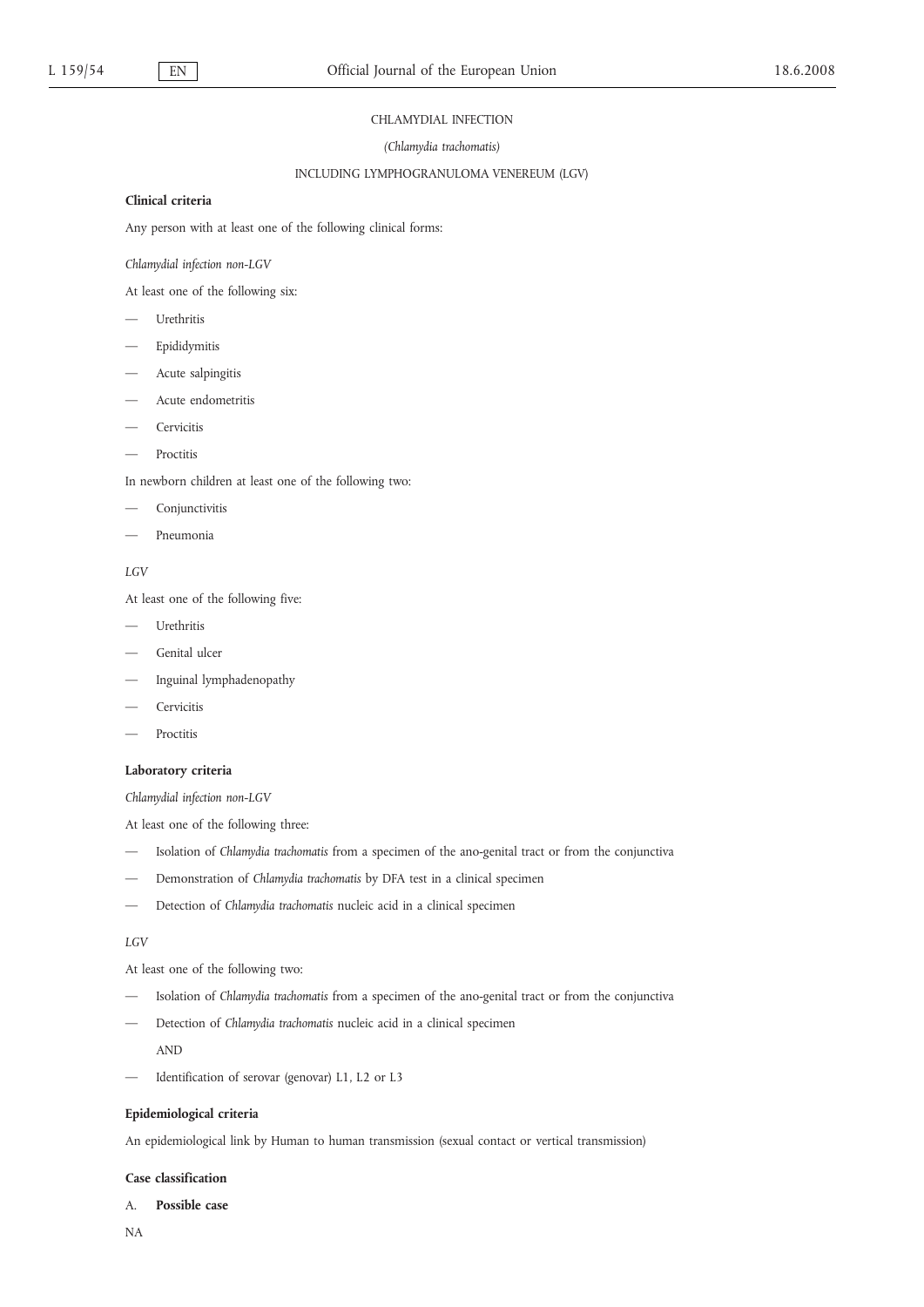CHLAMYDIAL INFECTION

*(Chlamydia trachomatis)*

INCLUDING LYMPHOGRANULOMA VENEREUM (LGV)

**Clinical criteria**

Any person with at least one of the following clinical forms:

*Chlamydial infection non-LGV*

At least one of the following six:

— Urethritis

— Epididymitis

— Acute salpingitis

— Acute endometritis

— Cervicitis

— Proctitis

In newborn children at least one of the following two:

— Conjunctivitis

— Pneumonia

*LGV*

At least one of the following five:

— Urethritis

— Genital ulcer

— Inguinal lymphadenopathy

— Cervicitis

— Proctitis

**Laboratory criteria**

*Chlamydial infection non-LGV*

At least one of the following three:

— Isolation of *Chlamydia trachomatis* from a specimen of the ano-genital tract or from the conjunctiva

— Demonstration of *Chlamydia trachomatis* by DFA test in a clinical specimen

— Detection of *Chlamydia trachomatis* nucleic acid in a clinical specimen

*LGV*

At least one of the following two:

— Isolation of *Chlamydia trachomatis* from a specimen of the ano-genital tract or from the conjunctiva

— Detection of *Chlamydia trachomatis* nucleic acid in a clinical specimen

AND

— Identification of serovar (genovar) L1, L2 or L3

**Epidemiological criteria**

An epidemiological link by Human to human transmission (sexual contact or vertical transmission)

**Case classification**

A. **Possible case**

NA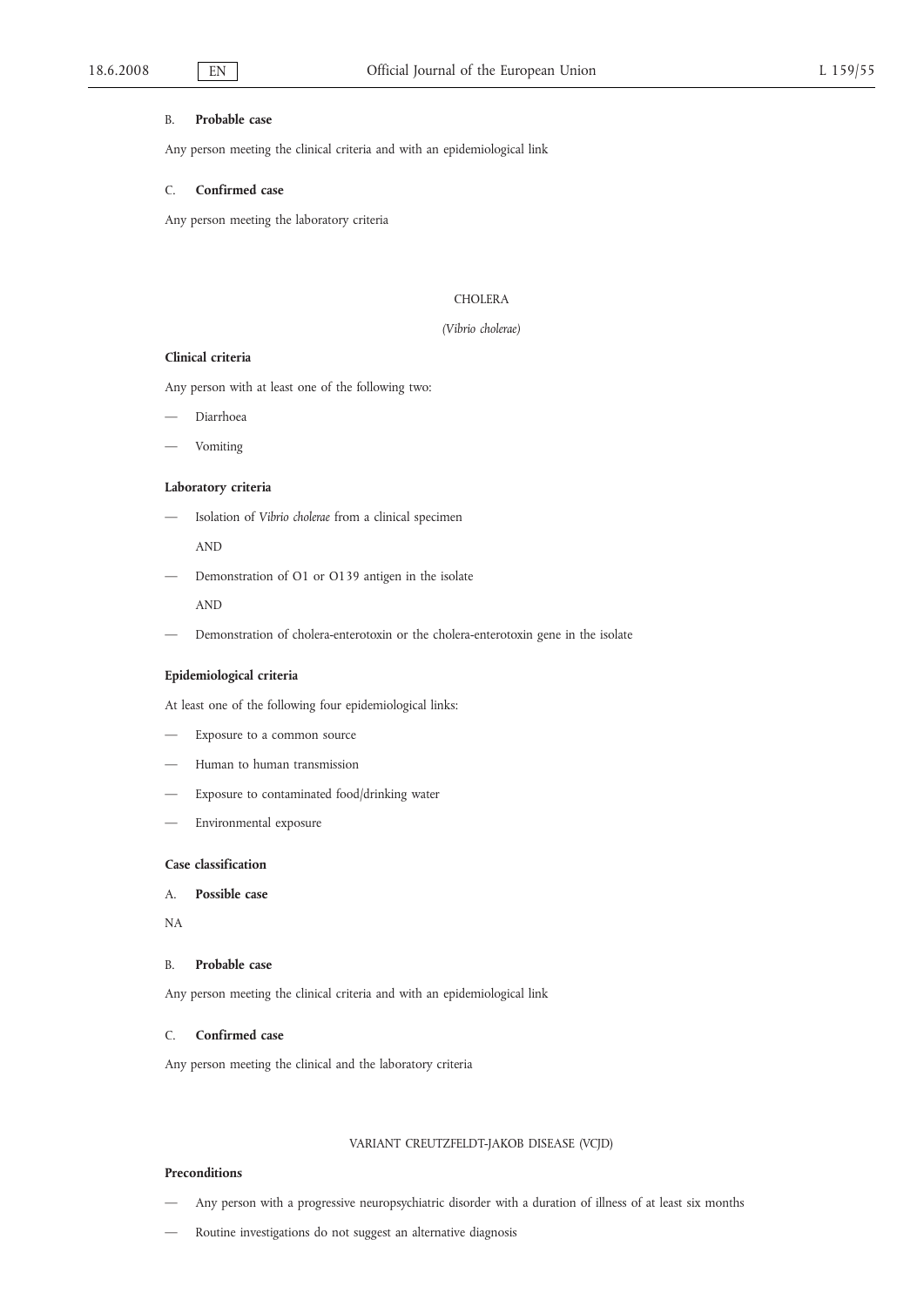B. **Probable case**

Any person meeting the clinical criteria and with an epidemiological link

C. **Confirmed case**

Any person meeting the laboratory criteria

## CHOLERA

*(Vibrio cholerae)*

**Clinical criteria**

Any person with at least one of the following two:

- Diarrhoea
- Vomiting

**Laboratory criteria**

- Isolation of *Vibrio cholerae* from a clinical specimen

  AND

- Demonstration of O1 or O139 antigen in the isolate

  AND

- Demonstration of cholera-enterotoxin or the cholera-enterotoxin gene in the isolate

**Epidemiological criteria**

At least one of the following four epidemiological links:

- Exposure to a common source
- Human to human transmission
- Exposure to contaminated food/drinking water
- Environmental exposure

**Case classification**

A. **Possible case**

NA

B. **Probable case**

Any person meeting the clinical criteria and with an epidemiological link

C. **Confirmed case**

Any person meeting the clinical and the laboratory criteria

## VARIANT CREUTZFELDT-JAKOB DISEASE (VCJD)

**Preconditions**

- Any person with a progressive neuropsychiatric disorder with a duration of illness of at least six months
- Routine investigations do not suggest an alternative diagnosis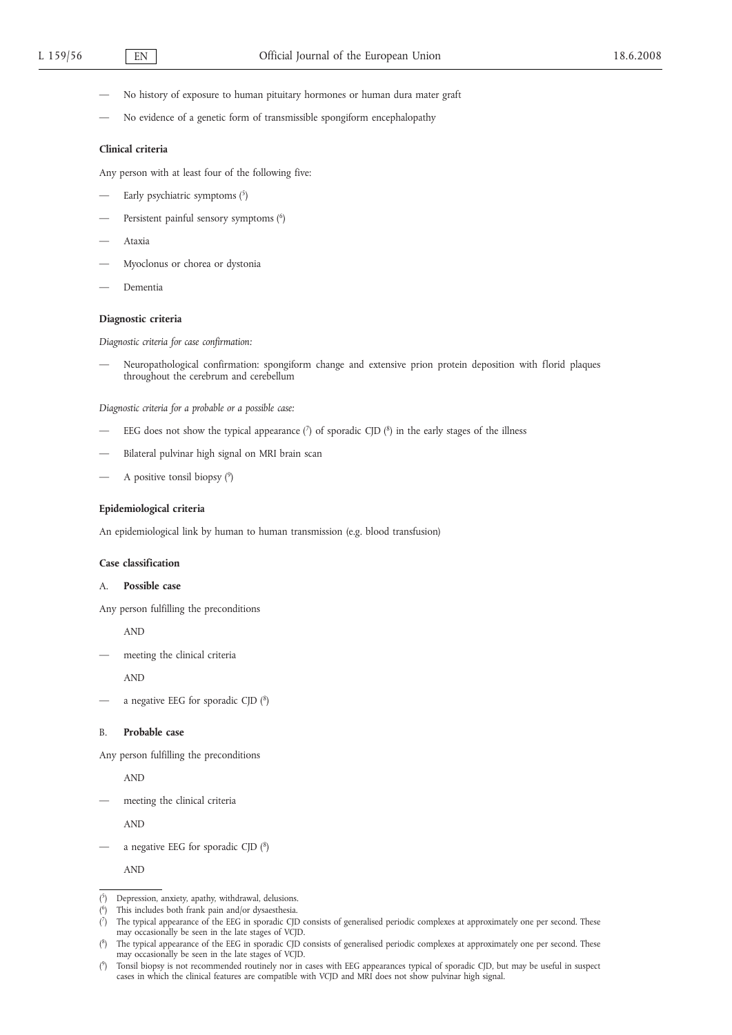— No history of exposure to human pituitary hormones or human dura mater graft

— No evidence of a genetic form of transmissible spongiform encephalopathy

**Clinical criteria**

Any person with at least four of the following five:

— Early psychiatric symptoms [5]

— Persistent painful sensory symptoms [6]

— Ataxia

— Myoclonus or chorea or dystonia

— Dementia

**Diagnostic criteria**

*Diagnostic criteria for case confirmation:*

— Neuropathological confirmation: spongiform change and extensive prion protein deposition with florid plaques throughout the cerebrum and cerebellum

*Diagnostic criteria for a probable or a possible case:*

— EEG does not show the typical appearance [7] of sporadic CJD [8] in the early stages of the illness

— Bilateral pulvinar high signal on MRI brain scan

— A positive tonsil biopsy [9]

**Epidemiological criteria**

An epidemiological link by human to human transmission (e.g. blood transfusion)

**Case classification**

A. **Possible case**

Any person fulfilling the preconditions

AND

— meeting the clinical criteria

AND

— a negative EEG for sporadic CJD [8]

B. **Probable case**

Any person fulfilling the preconditions

AND

— meeting the clinical criteria

AND

— a negative EEG for sporadic CJD [8]

AND

---

(5) Depression, anxiety, apathy, withdrawal, delusions.

(6) This includes both frank pain and/or dysaesthesia.

(7) The typical appearance of the EEG in sporadic CJD consists of generalised periodic complexes at approximately one per second. These may occasionally be seen in the late stages of VCJD.

(8) The typical appearance of the EEG in sporadic CJD consists of generalised periodic complexes at approximately one per second. These may occasionally be seen in the late stages of VCJD.

(9) Tonsil biopsy is not recommended routinely nor in cases with EEG appearances typical of sporadic CJD, but may be useful in suspect cases in which the clinical features are compatible with VCJD and MRI does not show pulvinar high signal.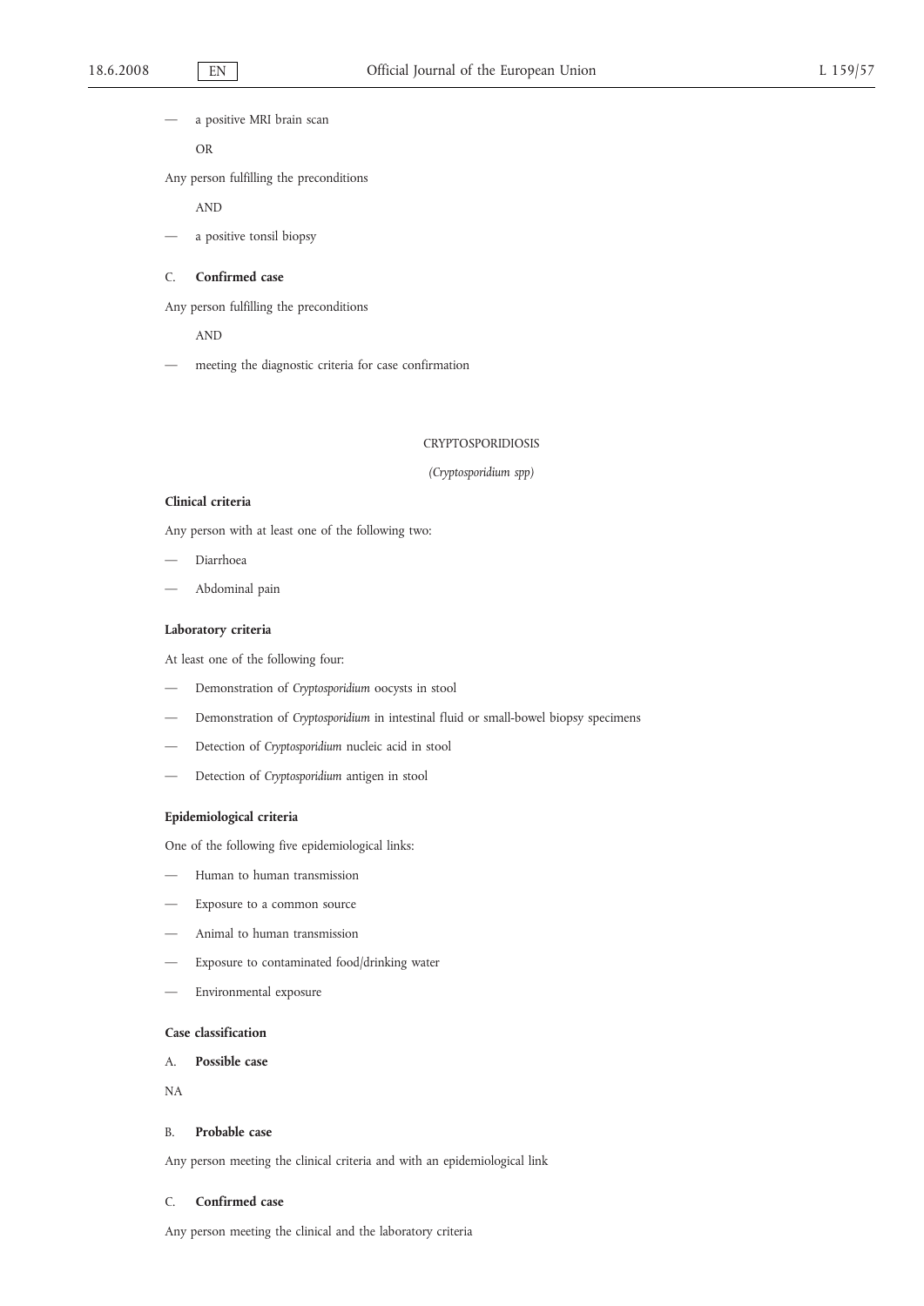— a positive MRI brain scan

OR

Any person fulfilling the preconditions

AND

— a positive tonsil biopsy

C. **Confirmed case**

Any person fulfilling the preconditions

AND

— meeting the diagnostic criteria for case confirmation

## CRYPTOSPORIDIOSIS

*(Cryptosporidium spp)*

**Clinical criteria**

Any person with at least one of the following two:

— Diarrhoea

— Abdominal pain

**Laboratory criteria**

At least one of the following four:

— Demonstration of *Cryptosporidium* oocysts in stool

— Demonstration of *Cryptosporidium* in intestinal fluid or small-bowel biopsy specimens

— Detection of *Cryptosporidium* nucleic acid in stool

— Detection of *Cryptosporidium* antigen in stool

**Epidemiological criteria**

One of the following five epidemiological links:

— Human to human transmission

— Exposure to a common source

— Animal to human transmission

— Exposure to contaminated food/drinking water

— Environmental exposure

**Case classification**

A. **Possible case**

NA

B. **Probable case**

Any person meeting the clinical criteria and with an epidemiological link

C. **Confirmed case**

Any person meeting the clinical and the laboratory criteria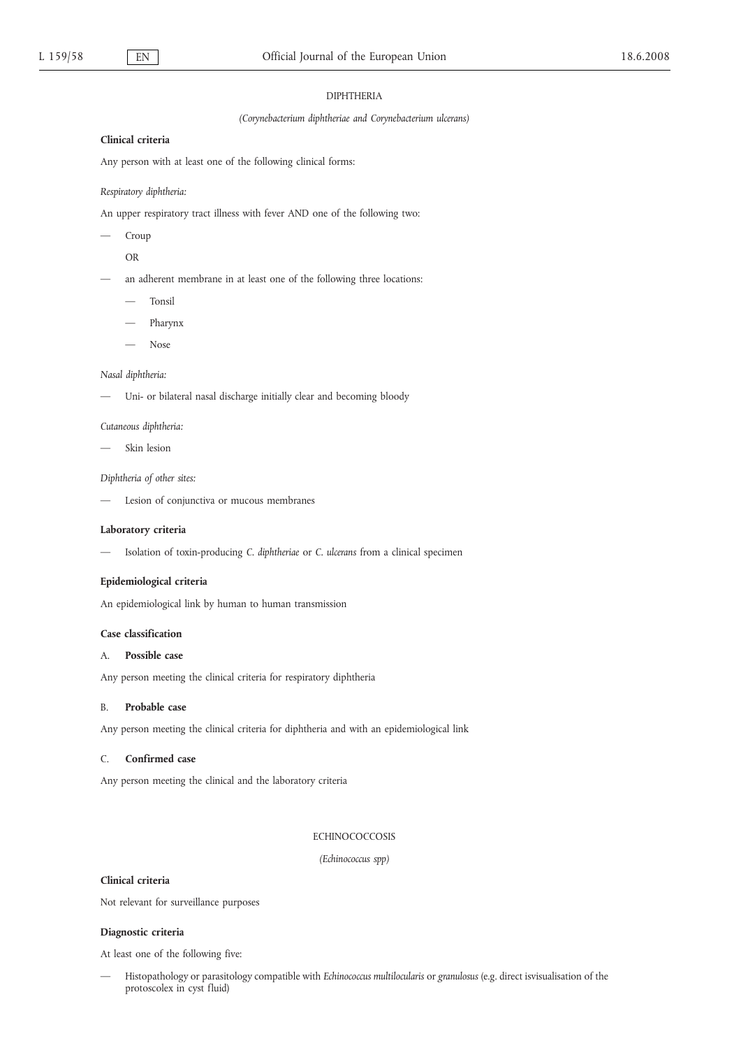## DIPHTHERIA

*(Corynebacterium diphtheriae and Corynebacterium ulcerans)*

### Clinical criteria

Any person with at least one of the following clinical forms:

*Respiratory diphtheria:*

An upper respiratory tract illness with fever AND one of the following two:

- Croup

  OR

- an adherent membrane in at least one of the following three locations:
  - Tonsil
  - Pharynx
  - Nose

*Nasal diphtheria:*

- Uni- or bilateral nasal discharge initially clear and becoming bloody

*Cutaneous diphtheria:*

- Skin lesion

*Diphtheria of other sites:*

- Lesion of conjunctiva or mucous membranes

### Laboratory criteria

- Isolation of toxin-producing *C. diphtheriae* or *C. ulcerans* from a clinical specimen

### Epidemiological criteria

An epidemiological link by human to human transmission

### Case classification

A. **Possible case**

Any person meeting the clinical criteria for respiratory diphtheria

B. **Probable case**

Any person meeting the clinical criteria for diphtheria and with an epidemiological link

C. **Confirmed case**

Any person meeting the clinical and the laboratory criteria

## ECHINOCOCCOSIS

*(Echinococcus spp)*

### Clinical criteria

Not relevant for surveillance purposes

### Diagnostic criteria

At least one of the following five:

- Histopathology or parasitology compatible with *Echinococcus multilocularis* or *granulosus* (e.g. direct isvisualisation of the protoscolex in cyst fluid)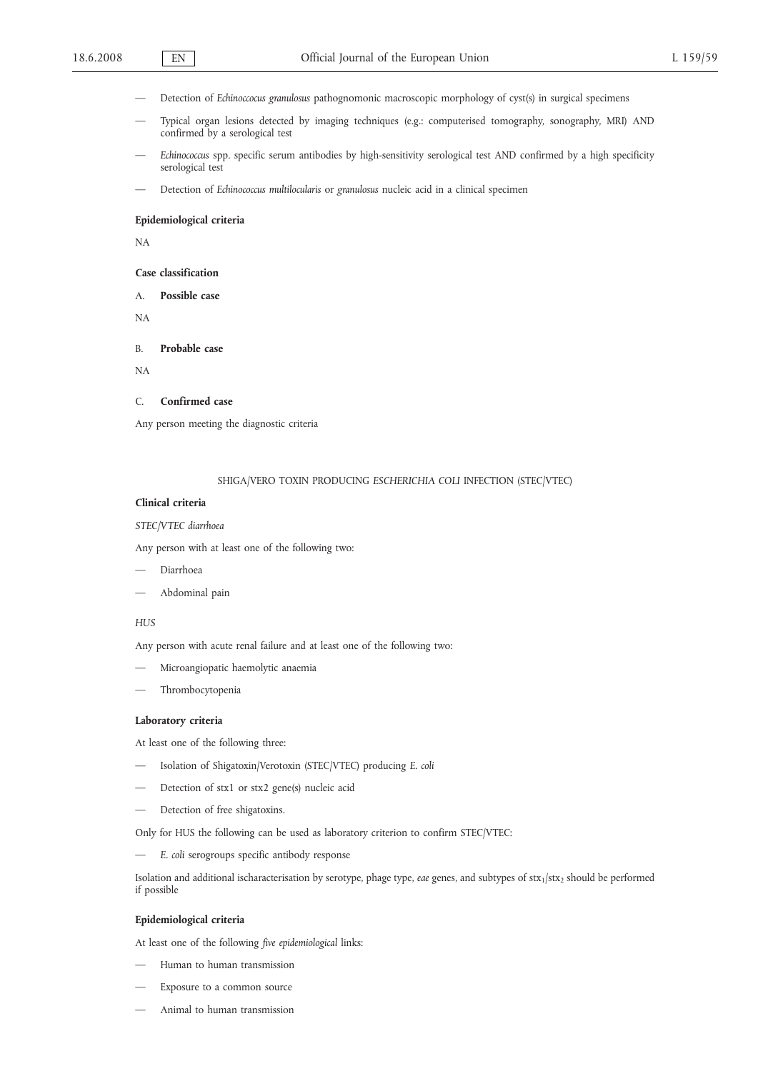— Detection of *Echinoccocus granulosus* pathognomonic macroscopic morphology of cyst(s) in surgical specimens

— Typical organ lesions detected by imaging techniques (e.g.: computerised tomography, sonography, MRI) AND confirmed by a serological test

— *Echinococcus* spp. specific serum antibodies by high-sensitivity serological test AND confirmed by a high specificity serological test

— Detection of *Echinococcus multilocularis* or *granulosus* nucleic acid in a clinical specimen

**Epidemiological criteria**

NA

**Case classification**

A. **Possible case**

NA

B. **Probable case**

NA

C. **Confirmed case**

Any person meeting the diagnostic criteria

SHIGA/VERO TOXIN PRODUCING *ESCHERICHIA COLI* INFECTION (STEC/VTEC)

**Clinical criteria**

*STEC/VTEC diarrhoea*

Any person with at least one of the following two:

— Diarrhoea

— Abdominal pain

*HUS*

Any person with acute renal failure and at least one of the following two:

— Microangiopatic haemolytic anaemia

— Thrombocytopenia

**Laboratory criteria**

At least one of the following three:

— Isolation of Shigatoxin/Verotoxin (STEC/VTEC) producing *E. coli*

— Detection of stx1 or stx2 gene(s) nucleic acid

— Detection of free shigatoxins.

Only for HUS the following can be used as laboratory criterion to confirm STEC/VTEC:

— *E. coli* serogroups specific antibody response

Isolation and additional ischaracterisation by serotype, phage type, *eae* genes, and subtypes of $stx_1$/$stx_2$ should be performed if possible

**Epidemiological criteria**

At least one of the following *five epidemiological* links:

— Human to human transmission

— Exposure to a common source

— Animal to human transmission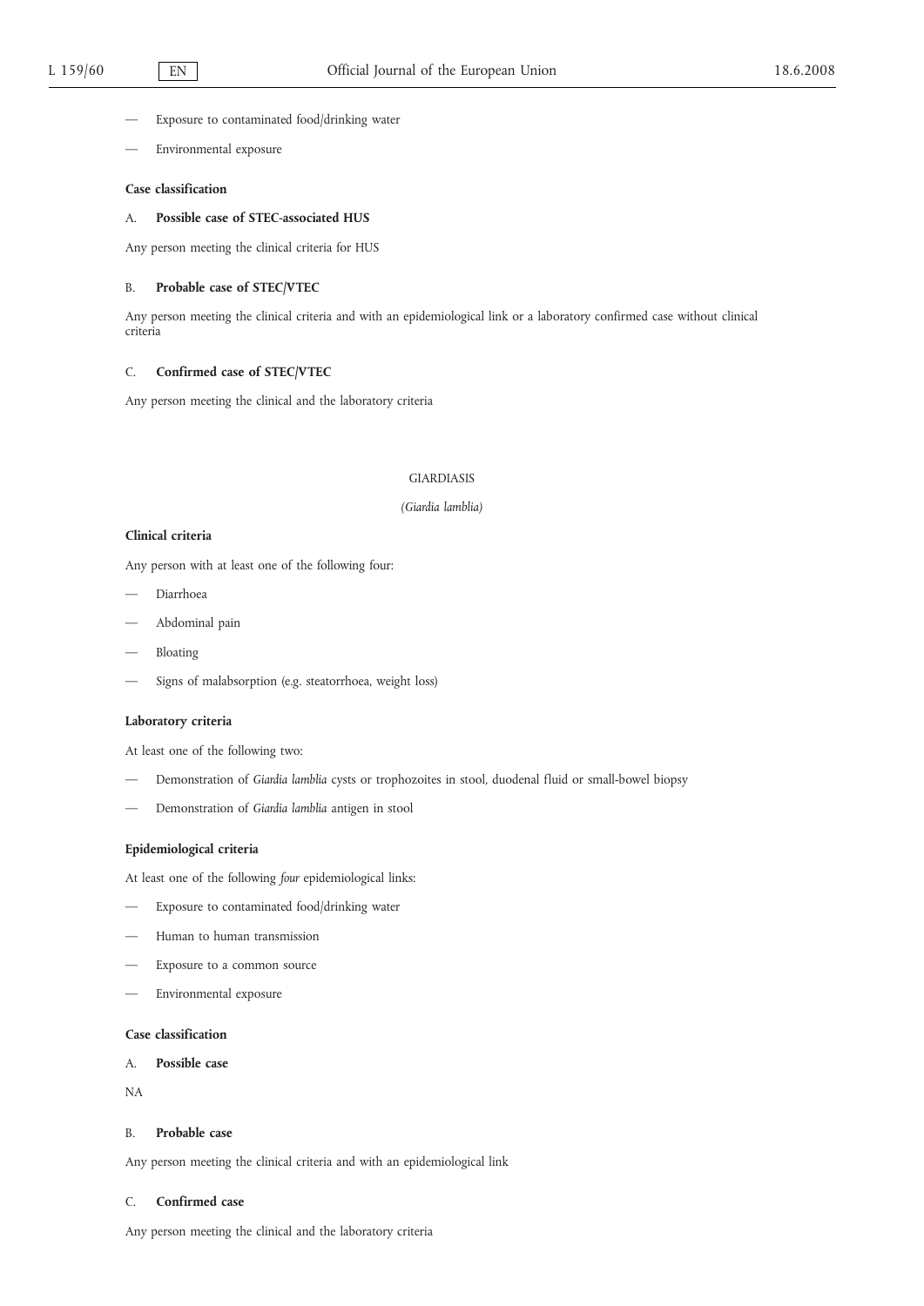— Exposure to contaminated food/drinking water

— Environmental exposure

**Case classification**

A. **Possible case of STEC-associated HUS**

Any person meeting the clinical criteria for HUS

B. **Probable case of STEC/VTEC**

Any person meeting the clinical criteria and with an epidemiological link or a laboratory confirmed case without clinical criteria

C. **Confirmed case of STEC/VTEC**

Any person meeting the clinical and the laboratory criteria

## GIARDIASIS

*(Giardia lamblia)*

**Clinical criteria**

Any person with at least one of the following four:

— Diarrhoea

— Abdominal pain

— Bloating

— Signs of malabsorption (e.g. steatorrhoea, weight loss)

**Laboratory criteria**

At least one of the following two:

— Demonstration of *Giardia lamblia* cysts or trophozoites in stool, duodenal fluid or small-bowel biopsy

— Demonstration of *Giardia lamblia* antigen in stool

**Epidemiological criteria**

At least one of the following *four* epidemiological links:

— Exposure to contaminated food/drinking water

— Human to human transmission

— Exposure to a common source

— Environmental exposure

**Case classification**

A. **Possible case**

NA

B. **Probable case**

Any person meeting the clinical criteria and with an epidemiological link

C. **Confirmed case**

Any person meeting the clinical and the laboratory criteria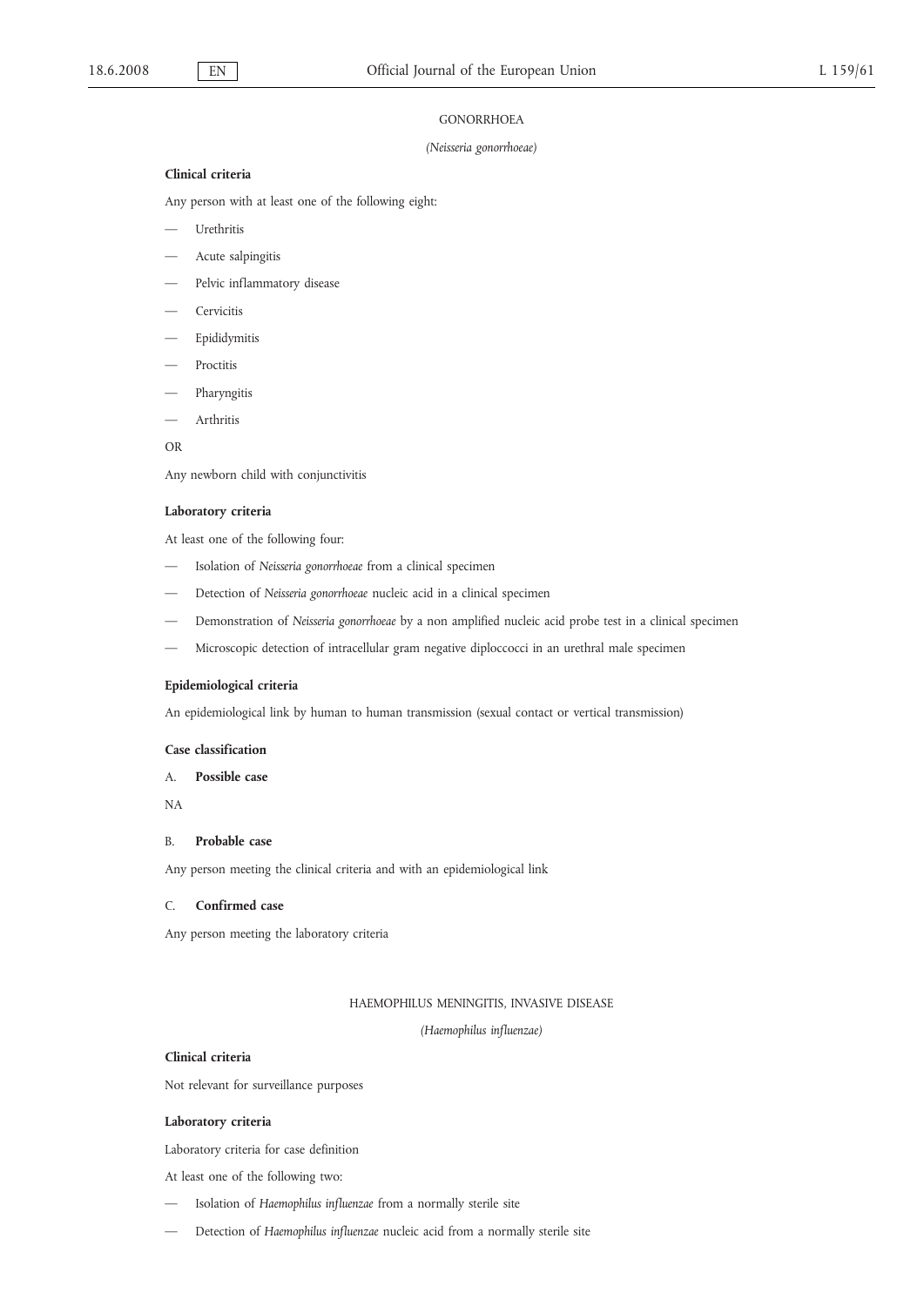## GONORRHOEA

*(Neisseria gonorrhoeae)*

**Clinical criteria**

Any person with at least one of the following eight:

- Urethritis
- Acute salpingitis
- Pelvic inflammatory disease
- Cervicitis
- Epididymitis
- Proctitis
- Pharyngitis
- Arthritis

OR

Any newborn child with conjunctivitis

**Laboratory criteria**

At least one of the following four:

- Isolation of *Neisseria gonorrhoeae* from a clinical specimen
- Detection of *Neisseria gonorrhoeae* nucleic acid in a clinical specimen
- Demonstration of *Neisseria gonorrhoeae* by a non amplified nucleic acid probe test in a clinical specimen
- Microscopic detection of intracellular gram negative diploccocci in an urethral male specimen

**Epidemiological criteria**

An epidemiological link by human to human transmission (sexual contact or vertical transmission)

**Case classification**

A. **Possible case**

NA

B. **Probable case**

Any person meeting the clinical criteria and with an epidemiological link

C. **Confirmed case**

Any person meeting the laboratory criteria

## HAEMOPHILUS MENINGITIS, INVASIVE DISEASE

*(Haemophilus influenzae)*

**Clinical criteria**

Not relevant for surveillance purposes

**Laboratory criteria**

Laboratory criteria for case definition

At least one of the following two:

- Isolation of *Haemophilus influenzae* from a normally sterile site
- Detection of *Haemophilus influenzae* nucleic acid from a normally sterile site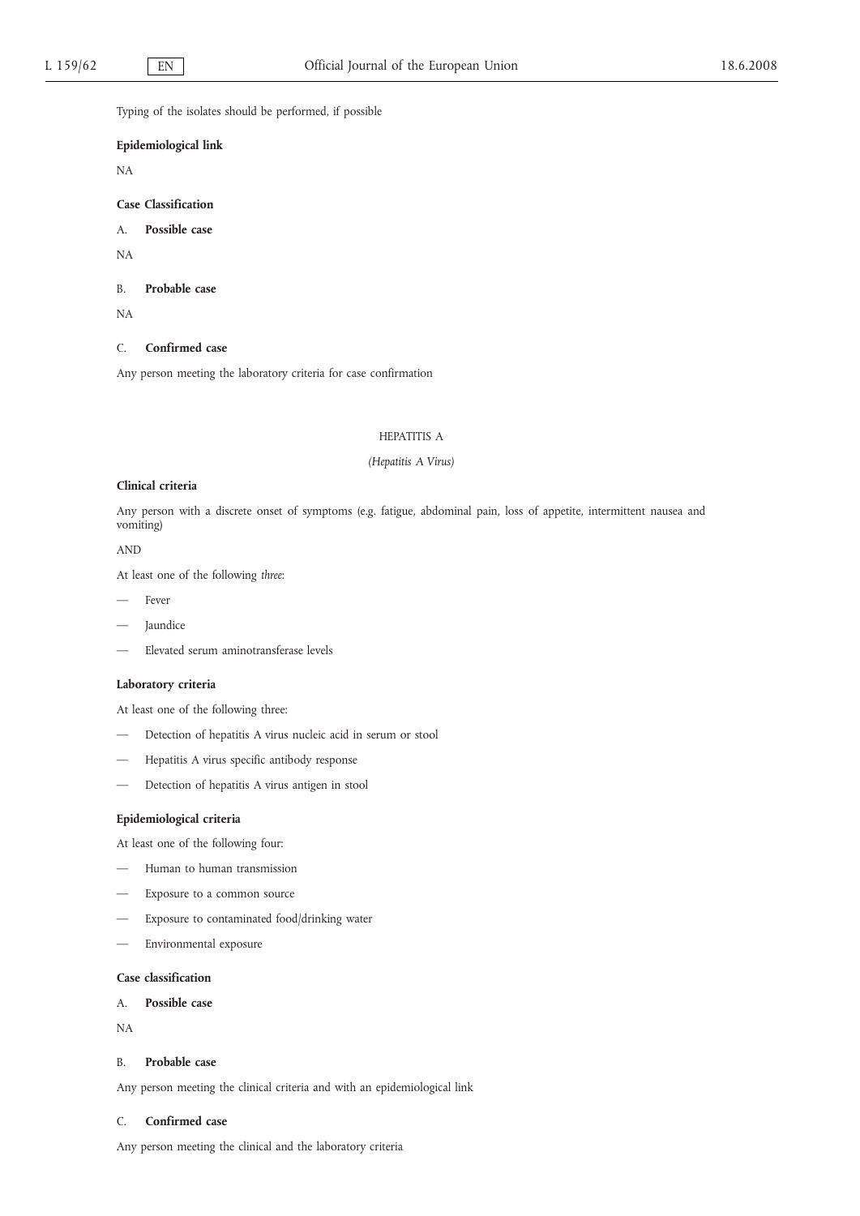Typing of the isolates should be performed, if possible

**Epidemiological link**

NA

**Case Classification**

A. **Possible case**

NA

B. **Probable case**

NA

C. **Confirmed case**

Any person meeting the laboratory criteria for case confirmation

## HEPATITIS A

*(Hepatitis A Virus)*

**Clinical criteria**

Any person with a discrete onset of symptoms (e.g. fatigue, abdominal pain, loss of appetite, intermittent nausea and vomiting)

AND

At least one of the following *three*:

— Fever

— Jaundice

— Elevated serum aminotransferase levels

**Laboratory criteria**

At least one of the following three:

— Detection of hepatitis A virus nucleic acid in serum or stool

— Hepatitis A virus specific antibody response

— Detection of hepatitis A virus antigen in stool

**Epidemiological criteria**

At least one of the following four:

— Human to human transmission

— Exposure to a common source

— Exposure to contaminated food/drinking water

— Environmental exposure

**Case classification**

A. **Possible case**

NA

B. **Probable case**

Any person meeting the clinical criteria and with an epidemiological link

C. **Confirmed case**

Any person meeting the clinical and the laboratory criteria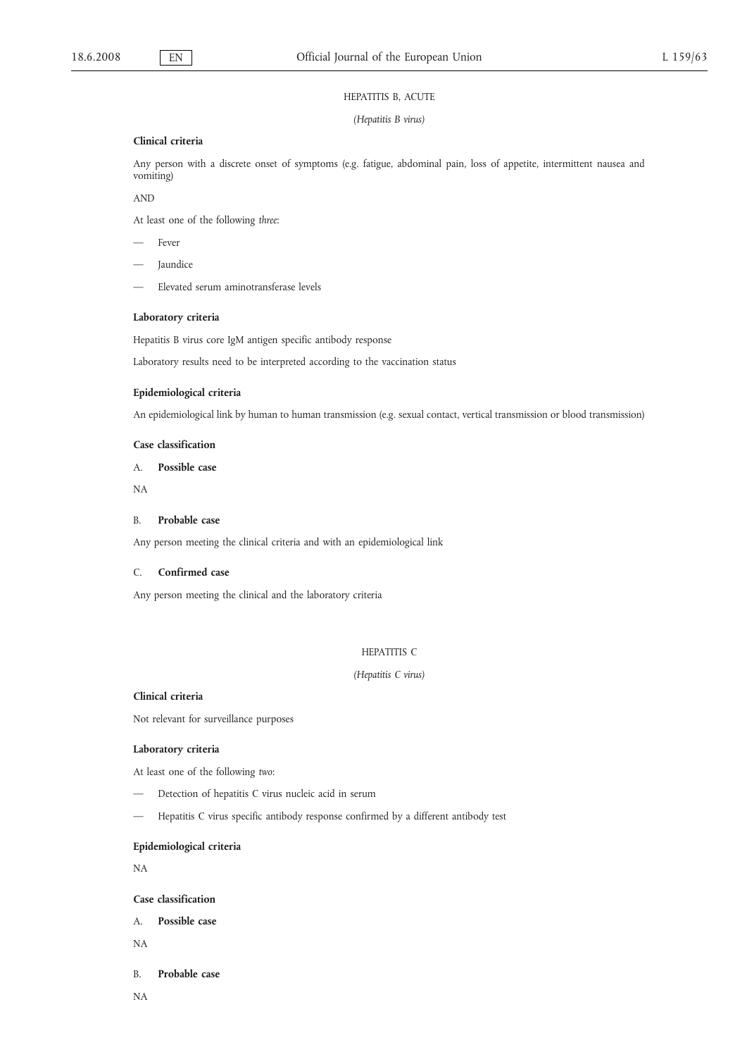## HEPATITIS B, ACUTE

*(Hepatitis B virus)*

**Clinical criteria**

Any person with a discrete onset of symptoms (e.g. fatigue, abdominal pain, loss of appetite, intermittent nausea and vomiting)

AND

At least one of the following *three*:

— Fever

— Jaundice

— Elevated serum aminotransferase levels

**Laboratory criteria**

Hepatitis B virus core IgM antigen specific antibody response

Laboratory results need to be interpreted according to the vaccination status

**Epidemiological criteria**

An epidemiological link by human to human transmission (e.g. sexual contact, vertical transmission or blood transmission)

**Case classification**

A. **Possible case**

NA

B. **Probable case**

Any person meeting the clinical criteria and with an epidemiological link

C. **Confirmed case**

Any person meeting the clinical and the laboratory criteria

## HEPATITIS C

*(Hepatitis C virus)*

**Clinical criteria**

Not relevant for surveillance purposes

**Laboratory criteria**

At least one of the following *two*:

— Detection of hepatitis C virus nucleic acid in serum

— Hepatitis C virus specific antibody response confirmed by a different antibody test

**Epidemiological criteria**

NA

**Case classification**

A. **Possible case**

NA

B. **Probable case**

NA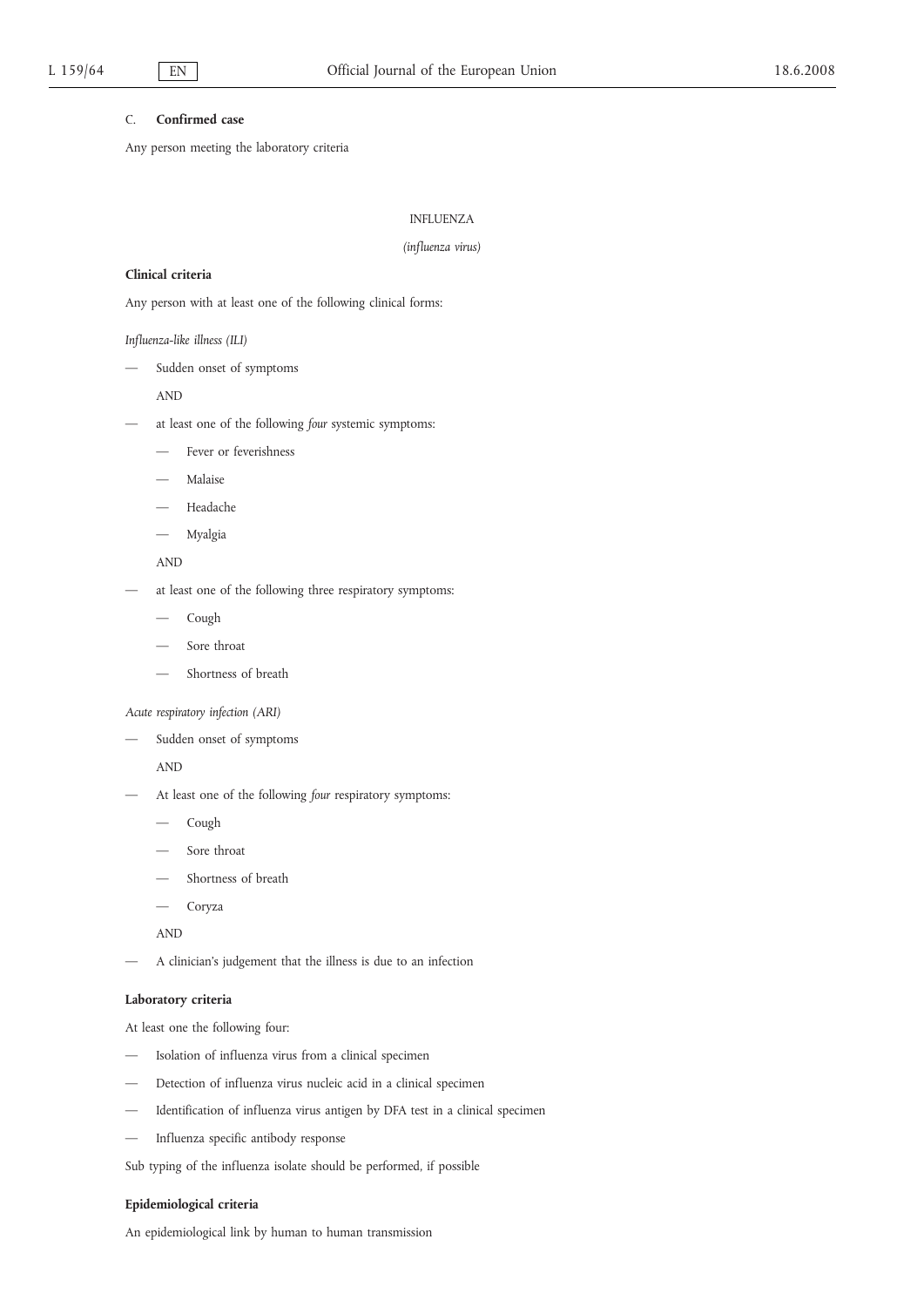C. **Confirmed case**

Any person meeting the laboratory criteria

## INFLUENZA

*(influenza virus)*

**Clinical criteria**

Any person with at least one of the following clinical forms:

*Influenza-like illness (ILI)*

- Sudden onset of symptoms

  AND

- at least one of the following *four* systemic symptoms:
  - Fever or feverishness
  - Malaise
  - Headache
  - Myalgia

  AND

- at least one of the following three respiratory symptoms:
  - Cough
  - Sore throat
  - Shortness of breath

*Acute respiratory infection (ARI)*

- Sudden onset of symptoms

  AND

- At least one of the following *four* respiratory symptoms:
  - Cough
  - Sore throat
  - Shortness of breath
  - Coryza

  AND

- A clinician's judgement that the illness is due to an infection

**Laboratory criteria**

At least one the following four:

- Isolation of influenza virus from a clinical specimen
- Detection of influenza virus nucleic acid in a clinical specimen
- Identification of influenza virus antigen by DFA test in a clinical specimen
- Influenza specific antibody response

Sub typing of the influenza isolate should be performed, if possible

**Epidemiological criteria**

An epidemiological link by human to human transmission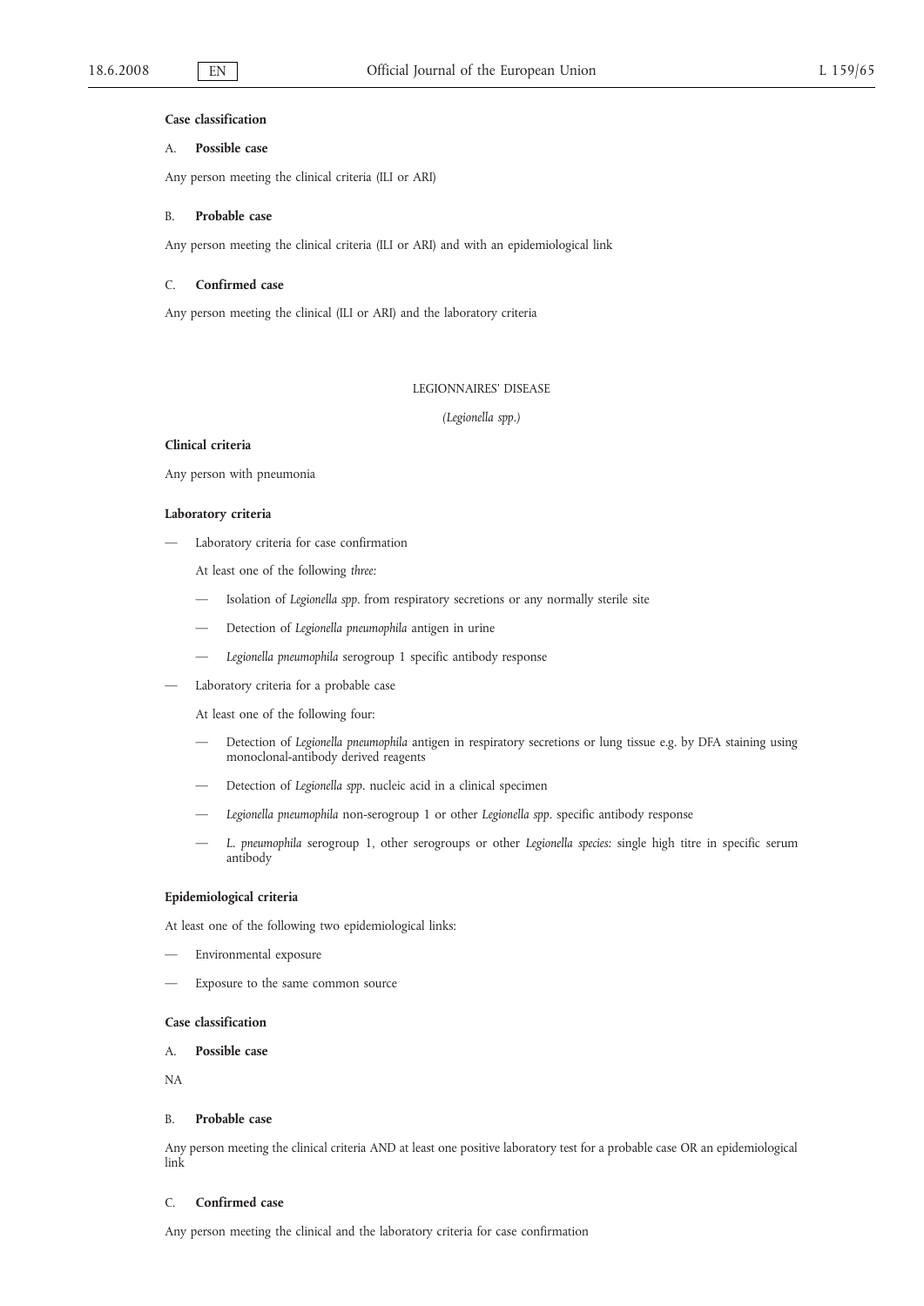**Case classification**

A. **Possible case**

Any person meeting the clinical criteria (ILI or ARI)

B. **Probable case**

Any person meeting the clinical criteria (ILI or ARI) and with an epidemiological link

C. **Confirmed case**

Any person meeting the clinical (ILI or ARI) and the laboratory criteria

LEGIONNAIRES' DISEASE

*(Legionella spp.)*

**Clinical criteria**

Any person with pneumonia

**Laboratory criteria**

— Laboratory criteria for case confirmation

  At least one of the following *three:*

  — Isolation of *Legionella spp*. from respiratory secretions or any normally sterile site

  — Detection of *Legionella pneumophila* antigen in urine

  — *Legionella pneumophila* serogroup 1 specific antibody response

— Laboratory criteria for a probable case

  At least one of the following four:

  — Detection of *Legionella pneumophila* antigen in respiratory secretions or lung tissue e.g. by DFA staining using monoclonal-antibody derived reagents

  — Detection of *Legionella spp*. nucleic acid in a clinical specimen

  — *Legionella pneumophila* non-serogroup 1 or other *Legionella spp*. specific antibody response

  — *L. pneumophila* serogroup 1, other serogroups or other *Legionella species:* single high titre in specific serum antibody

**Epidemiological criteria**

At least one of the following two epidemiological links:

— Environmental exposure

— Exposure to the same common source

**Case classification**

A. **Possible case**

NA

B. **Probable case**

Any person meeting the clinical criteria AND at least one positive laboratory test for a probable case OR an epidemiological link

C. **Confirmed case**

Any person meeting the clinical and the laboratory criteria for case confirmation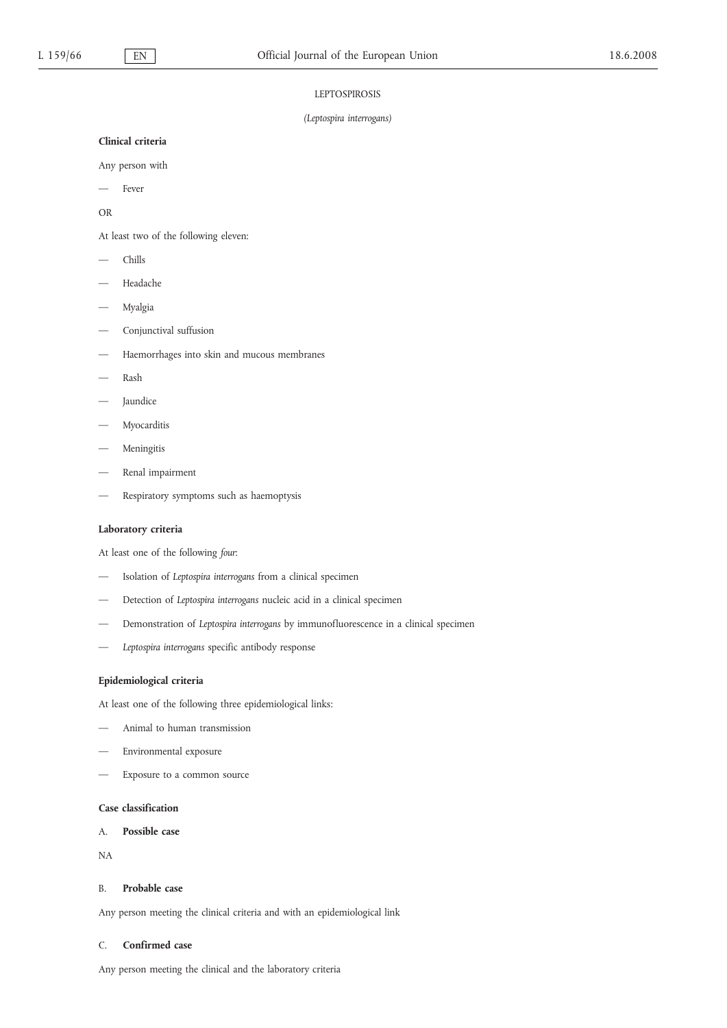# LEPTOSPIROSIS

*(Leptospira interrogans)*

**Clinical criteria**

Any person with

— Fever

OR

At least two of the following eleven:

— Chills

— Headache

— Myalgia

— Conjunctival suffusion

— Haemorrhages into skin and mucous membranes

— Rash

— Jaundice

— Myocarditis

— Meningitis

— Renal impairment

— Respiratory symptoms such as haemoptysis

**Laboratory criteria**

At least one of the following *four*:

— Isolation of *Leptospira interrogans* from a clinical specimen

— Detection of *Leptospira interrogans* nucleic acid in a clinical specimen

— Demonstration of *Leptospira interrogans* by immunofluorescence in a clinical specimen

— *Leptospira interrogans* specific antibody response

**Epidemiological criteria**

At least one of the following three epidemiological links:

— Animal to human transmission

— Environmental exposure

— Exposure to a common source

**Case classification**

A. **Possible case**

NA

B. **Probable case**

Any person meeting the clinical criteria and with an epidemiological link

C. **Confirmed case**

Any person meeting the clinical and the laboratory criteria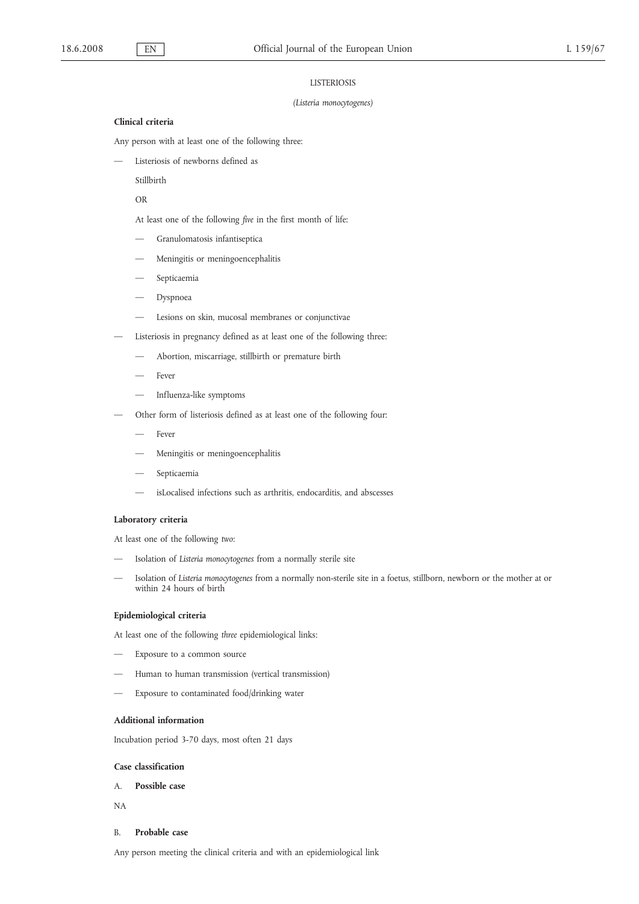LISTERIOSIS

*(Listeria monocytogenes)*

**Clinical criteria**

Any person with at least one of the following three:

- Listeriosis of newborns defined as

  Stillbirth

  OR

  At least one of the following *five* in the first month of life:

  - Granulomatosis infantiseptica
  - Meningitis or meningoencephalitis
  - Septicaemia
  - Dyspnoea
  - Lesions on skin, mucosal membranes or conjunctivae
- Listeriosis in pregnancy defined as at least one of the following three:
  - Abortion, miscarriage, stillbirth or premature birth
  - Fever
  - Influenza-like symptoms
- Other form of listeriosis defined as at least one of the following four:
  - Fever
  - Meningitis or meningoencephalitis
  - Septicaemia
  - isLocalised infections such as arthritis, endocarditis, and abscesses

**Laboratory criteria**

At least one of the following *two*:

- Isolation of *Listeria monocytogenes* from a normally sterile site
- Isolation of *Listeria monocytogenes* from a normally non-sterile site in a foetus, stillborn, newborn or the mother at or within 24 hours of birth

**Epidemiological criteria**

At least one of the following *three* epidemiological links:

- Exposure to a common source
- Human to human transmission (vertical transmission)
- Exposure to contaminated food/drinking water

**Additional information**

Incubation period 3-70 days, most often 21 days

**Case classification**

A. **Possible case**

NA

B. **Probable case**

Any person meeting the clinical criteria and with an epidemiological link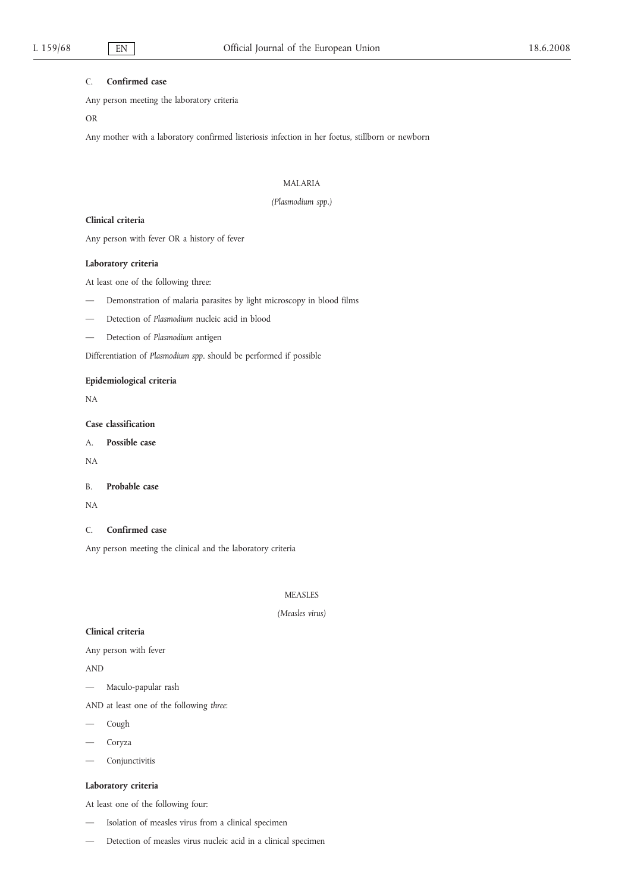C. **Confirmed case**

Any person meeting the laboratory criteria

OR

Any mother with a laboratory confirmed listeriosis infection in her foetus, stillborn or newborn

## MALARIA

*(Plasmodium spp.)*

**Clinical criteria**

Any person with fever OR a history of fever

**Laboratory criteria**

At least one of the following three:

— Demonstration of malaria parasites by light microscopy in blood films

— Detection of *Plasmodium* nucleic acid in blood

— Detection of *Plasmodium* antigen

Differentiation of *Plasmodium spp*. should be performed if possible

**Epidemiological criteria**

NA

**Case classification**

A. **Possible case**

NA

B. **Probable case**

NA

C. **Confirmed case**

Any person meeting the clinical and the laboratory criteria

## MEASLES

*(Measles virus)*

**Clinical criteria**

Any person with fever

AND

— Maculo-papular rash

AND at least one of the following *three*:

— Cough

— Coryza

— Conjunctivitis

**Laboratory criteria**

At least one of the following four:

— Isolation of measles virus from a clinical specimen

— Detection of measles virus nucleic acid in a clinical specimen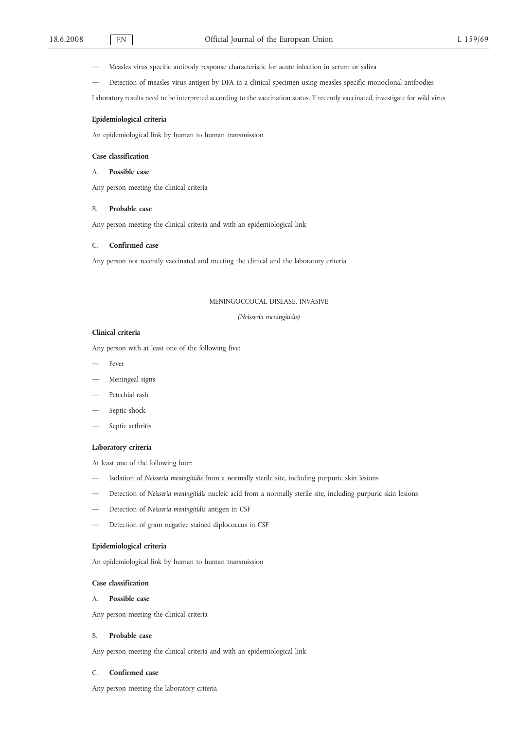- Measles virus specific antibody response characteristic for acute infection in serum or saliva
- Detection of measles virus antigen by DFA in a clinical specimen using measles specific monoclonal antibodies

Laboratory results need to be interpreted according to the vaccination status. If recently vaccinated, investigate for wild virus

**Epidemiological criteria**

An epidemiological link by human to human transmission

**Case classification**

A. **Possible case**

Any person meeting the clinical criteria

B. **Probable case**

Any person meeting the clinical criteria and with an epidemiological link

C. **Confirmed case**

Any person not recently vaccinated and meeting the clinical and the laboratory criteria

## MENINGOCCOCAL DISEASE, INVASIVE

*(Neisseria meningitidis)*

**Clinical criteria**

Any person with at least one of the following five:

- Fever
- Meningeal signs
- Petechial rash
- Septic shock
- Septic arthritis

**Laboratory criteria**

At least one of the following four:

- Isolation of *Neisseria meningitidis* from a normally sterile site, including purpuric skin lesions
- Detection of *Neisseria meningitidis* nucleic acid from a normally sterile site, including purpuric skin lesions
- Detection of *Neisseria meningitidis* antigen in CSF
- Detection of gram negative stained diplococcus in CSF

**Epidemiological criteria**

An epidemiological link by human to human transmission

**Case classification**

A. **Possible case**

Any person meeting the clinical criteria

B. **Probable case**

Any person meeting the clinical criteria and with an epidemiological link

C. **Confirmed case**

Any person meeting the laboratory criteria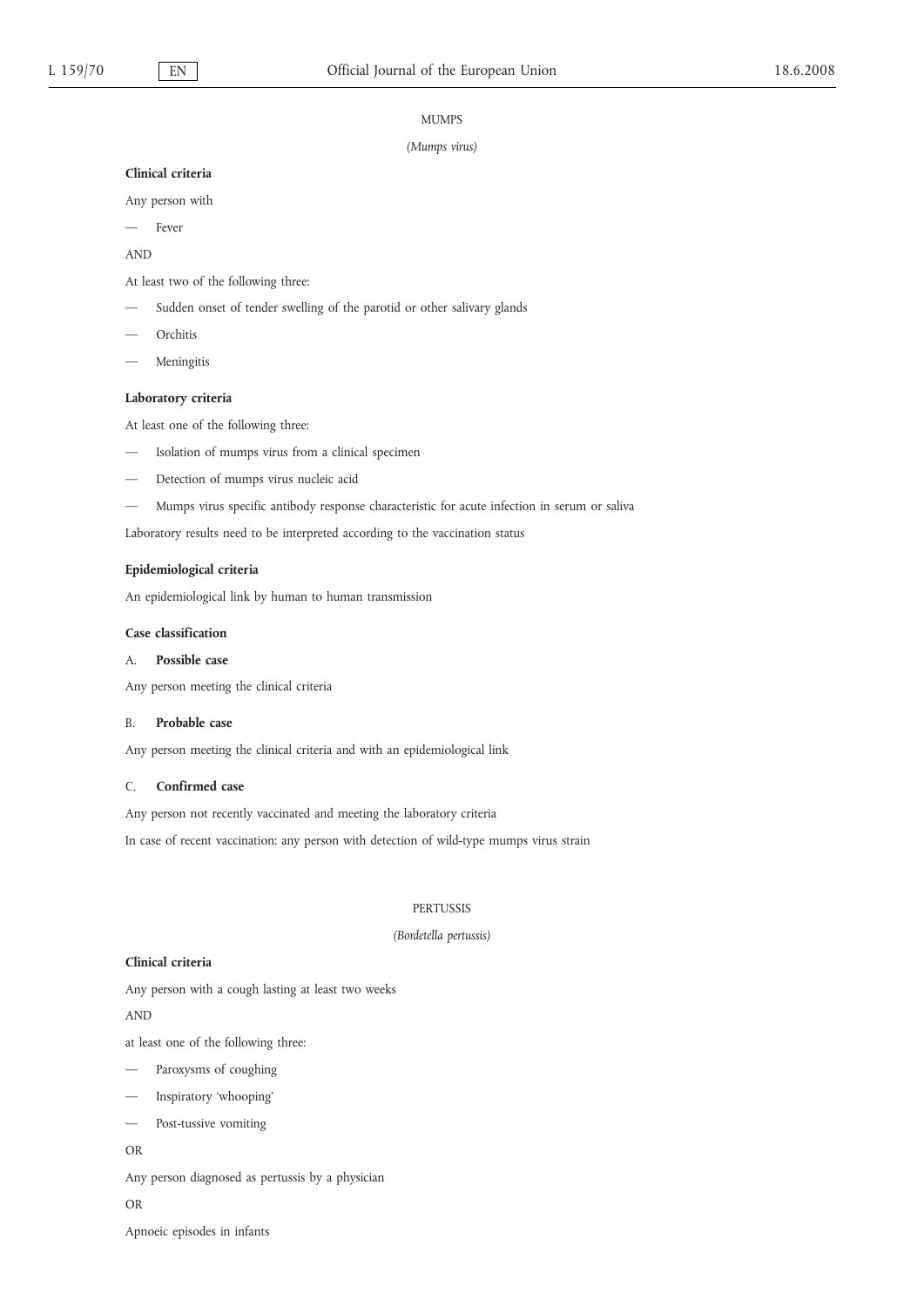## MUMPS

*(Mumps virus)*

**Clinical criteria**

Any person with

- Fever

AND

At least two of the following three:

- Sudden onset of tender swelling of the parotid or other salivary glands
- Orchitis
- Meningitis

**Laboratory criteria**

At least one of the following three:

- Isolation of mumps virus from a clinical specimen
- Detection of mumps virus nucleic acid
- Mumps virus specific antibody response characteristic for acute infection in serum or saliva

Laboratory results need to be interpreted according to the vaccination status

**Epidemiological criteria**

An epidemiological link by human to human transmission

**Case classification**

A. **Possible case**

Any person meeting the clinical criteria

B. **Probable case**

Any person meeting the clinical criteria and with an epidemiological link

C. **Confirmed case**

Any person not recently vaccinated and meeting the laboratory criteria

In case of recent vaccination: any person with detection of wild-type mumps virus strain

## PERTUSSIS

*(Bordetella pertussis)*

**Clinical criteria**

Any person with a cough lasting at least two weeks

AND

at least one of the following three:

- Paroxysms of coughing
- Inspiratory 'whooping'
- Post-tussive vomiting

OR

Any person diagnosed as pertussis by a physician

OR

Apnoeic episodes in infants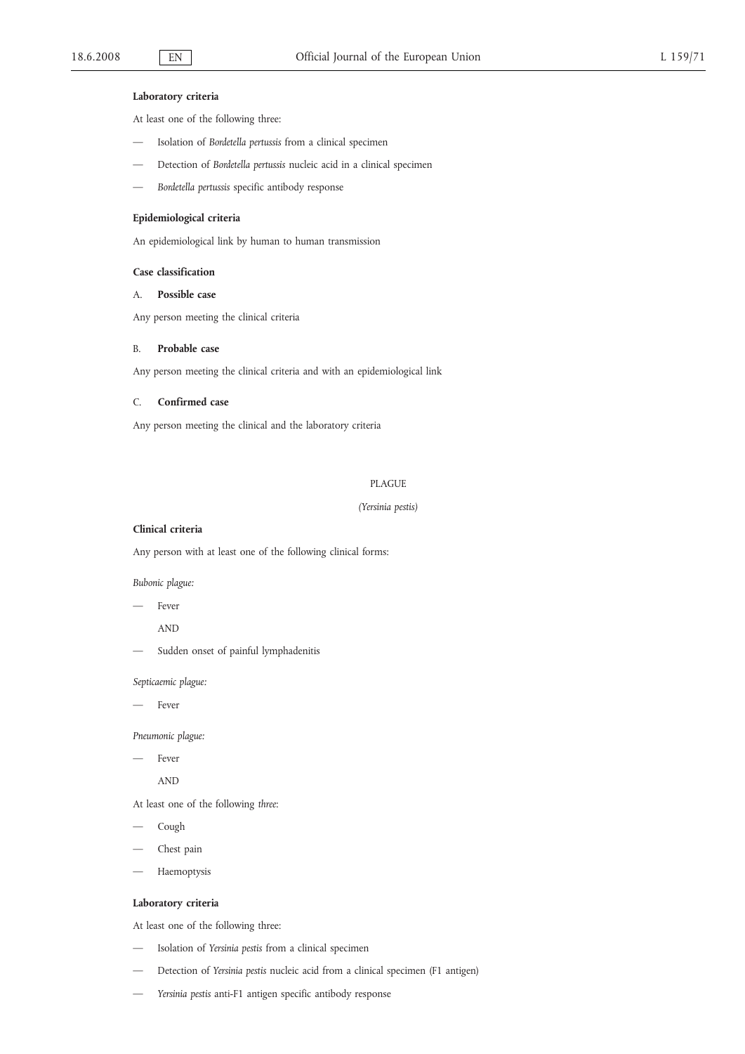**Laboratory criteria**

At least one of the following three:

- Isolation of *Bordetella pertussis* from a clinical specimen
- Detection of *Bordetella pertussis* nucleic acid in a clinical specimen
- *Bordetella pertussis* specific antibody response

**Epidemiological criteria**

An epidemiological link by human to human transmission

**Case classification**

A. **Possible case**

Any person meeting the clinical criteria

B. **Probable case**

Any person meeting the clinical criteria and with an epidemiological link

C. **Confirmed case**

Any person meeting the clinical and the laboratory criteria

## PLAGUE

*(Yersinia pestis)*

**Clinical criteria**

Any person with at least one of the following clinical forms:

*Bubonic plague:*

- Fever

  AND

- Sudden onset of painful lymphadenitis

*Septicaemic plague:*

- Fever

*Pneumonic plague:*

- Fever

  AND

At least one of the following *three*:

- Cough
- Chest pain
- Haemoptysis

**Laboratory criteria**

At least one of the following three:

- Isolation of *Yersinia pestis* from a clinical specimen
- Detection of *Yersinia pestis* nucleic acid from a clinical specimen (F1 antigen)
- *Yersinia pestis* anti-F1 antigen specific antibody response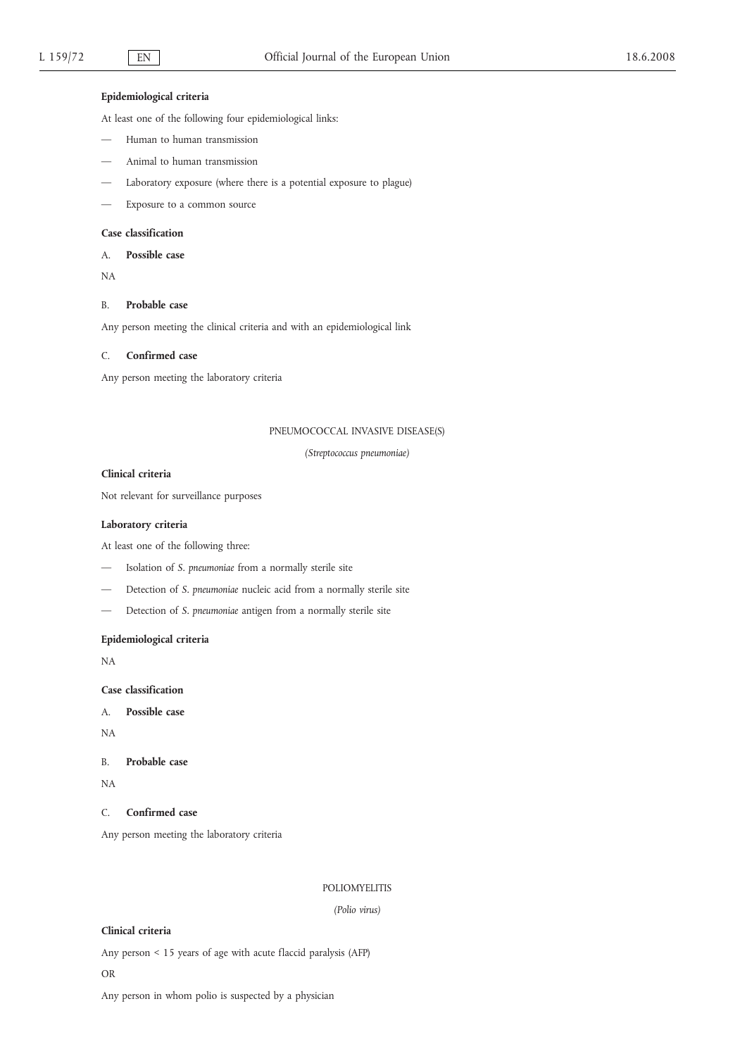**Epidemiological criteria**

At least one of the following four epidemiological links:

- Human to human transmission
- Animal to human transmission
- Laboratory exposure (where there is a potential exposure to plague)
- Exposure to a common source

**Case classification**

A. **Possible case**

NA

B. **Probable case**

Any person meeting the clinical criteria and with an epidemiological link

C. **Confirmed case**

Any person meeting the laboratory criteria

## PNEUMOCOCCAL INVASIVE DISEASE(S)

*(Streptococcus pneumoniae)*

**Clinical criteria**

Not relevant for surveillance purposes

**Laboratory criteria**

At least one of the following three:

- Isolation of *S. pneumoniae* from a normally sterile site
- Detection of *S. pneumoniae* nucleic acid from a normally sterile site
- Detection of *S. pneumoniae* antigen from a normally sterile site

**Epidemiological criteria**

NA

**Case classification**

A. **Possible case**

NA

B. **Probable case**

NA

C. **Confirmed case**

Any person meeting the laboratory criteria

## POLIOMYELITIS

*(Polio virus)*

**Clinical criteria**

Any person < 15 years of age with acute flaccid paralysis (AFP)

OR

Any person in whom polio is suspected by a physician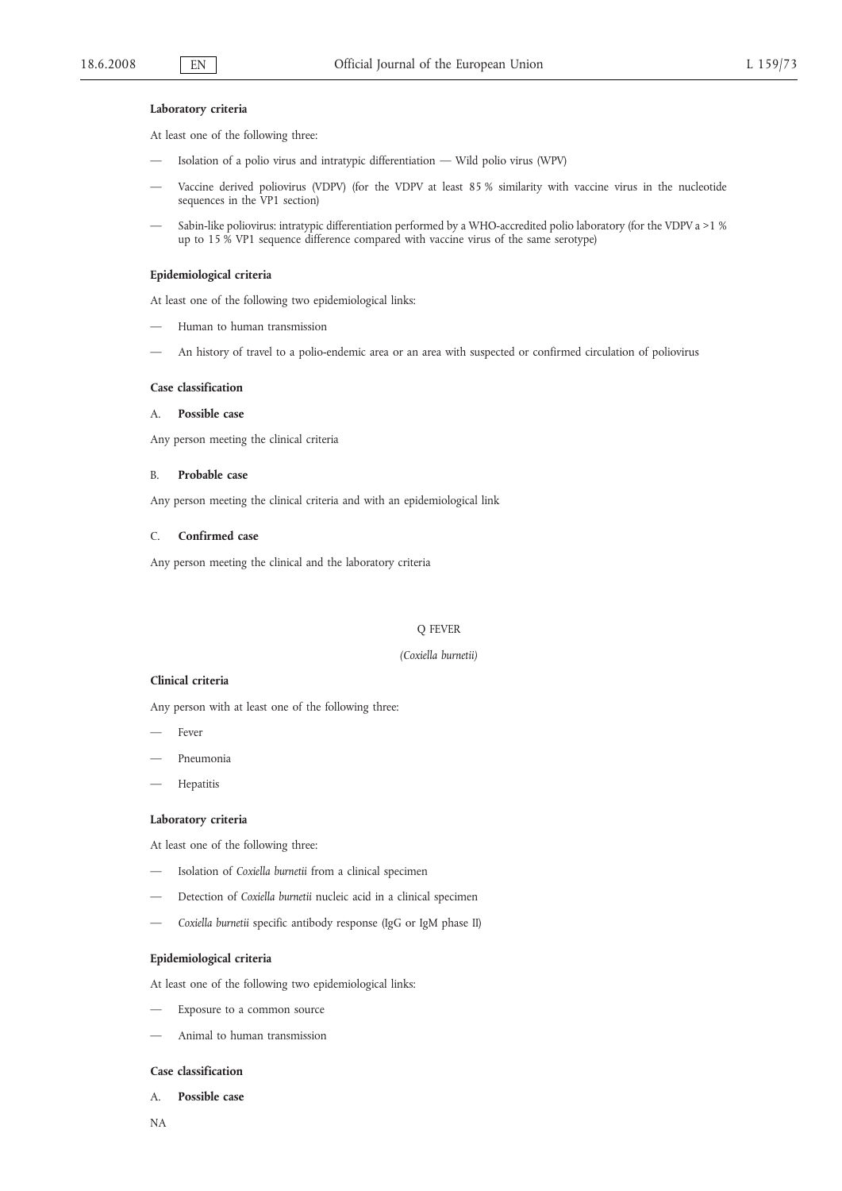**Laboratory criteria**

At least one of the following three:

- Isolation of a polio virus and intratypic differentiation — Wild polio virus (WPV)
- Vaccine derived poliovirus (VDPV) (for the VDPV at least 85 % similarity with vaccine virus in the nucleotide sequences in the VP1 section)
- Sabin-like poliovirus: intratypic differentiation performed by a WHO-accredited polio laboratory (for the VDPV a >1 % up to 15 % VP1 sequence difference compared with vaccine virus of the same serotype)

**Epidemiological criteria**

At least one of the following two epidemiological links:

- Human to human transmission
- An history of travel to a polio-endemic area or an area with suspected or confirmed circulation of poliovirus

**Case classification**

A. **Possible case**

Any person meeting the clinical criteria

B. **Probable case**

Any person meeting the clinical criteria and with an epidemiological link

C. **Confirmed case**

Any person meeting the clinical and the laboratory criteria

## Q FEVER

*(Coxiella burnetii)*

**Clinical criteria**

Any person with at least one of the following three:

- Fever
- Pneumonia
- Hepatitis

**Laboratory criteria**

At least one of the following three:

- Isolation of *Coxiella burnetii* from a clinical specimen
- Detection of *Coxiella burnetii* nucleic acid in a clinical specimen
- *Coxiella burnetii* specific antibody response (IgG or IgM phase II)

**Epidemiological criteria**

At least one of the following two epidemiological links:

- Exposure to a common source
- Animal to human transmission

**Case classification**

A. **Possible case**

NA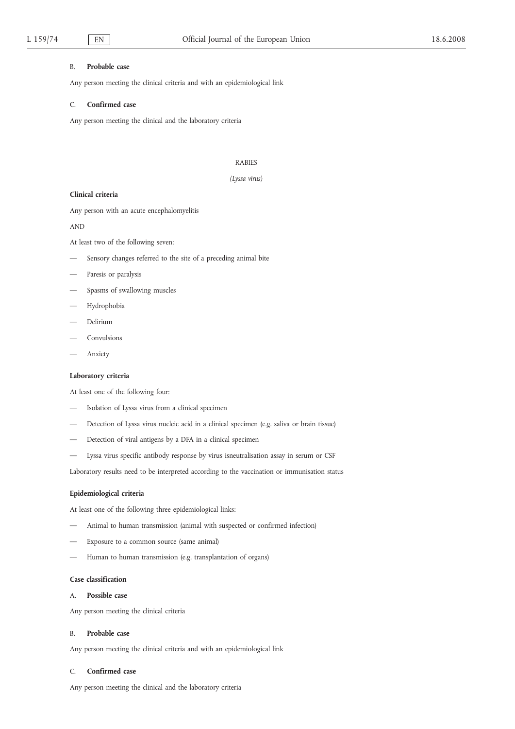B. **Probable case**

Any person meeting the clinical criteria and with an epidemiological link

C. **Confirmed case**

Any person meeting the clinical and the laboratory criteria

RABIES

*(Lyssa virus)*

**Clinical criteria**

Any person with an acute encephalomyelitis

AND

At least two of the following seven:

- Sensory changes referred to the site of a preceding animal bite
- Paresis or paralysis
- Spasms of swallowing muscles
- Hydrophobia
- Delirium
- Convulsions
- Anxiety

**Laboratory criteria**

At least one of the following four:

- Isolation of Lyssa virus from a clinical specimen
- Detection of Lyssa virus nucleic acid in a clinical specimen (e.g. saliva or brain tissue)
- Detection of viral antigens by a DFA in a clinical specimen
- Lyssa virus specific antibody response by virus isneutralisation assay in serum or CSF

Laboratory results need to be interpreted according to the vaccination or immunisation status

**Epidemiological criteria**

At least one of the following three epidemiological links:

- Animal to human transmission (animal with suspected or confirmed infection)
- Exposure to a common source (same animal)
- Human to human transmission (e.g. transplantation of organs)

**Case classification**

A. **Possible case**

Any person meeting the clinical criteria

B. **Probable case**

Any person meeting the clinical criteria and with an epidemiological link

C. **Confirmed case**

Any person meeting the clinical and the laboratory criteria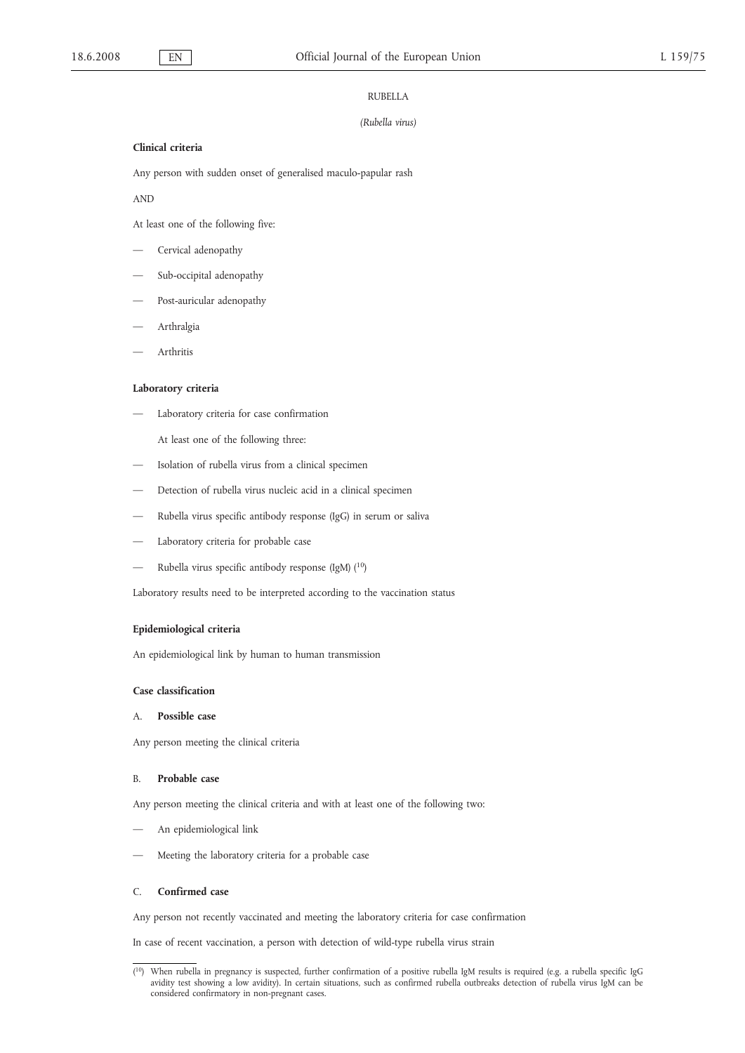## RUBELLA

*(Rubella virus)*

**Clinical criteria**

Any person with sudden onset of generalised maculo-papular rash

AND

At least one of the following five:

- Cervical adenopathy
- Sub-occipital adenopathy
- Post-auricular adenopathy
- Arthralgia
- Arthritis

**Laboratory criteria**

- Laboratory criteria for case confirmation

  At least one of the following three:

- Isolation of rubella virus from a clinical specimen
- Detection of rubella virus nucleic acid in a clinical specimen
- Rubella virus specific antibody response (IgG) in serum or saliva
- Laboratory criteria for probable case
- Rubella virus specific antibody response (IgM) [10]

Laboratory results need to be interpreted according to the vaccination status

**Epidemiological criteria**

An epidemiological link by human to human transmission

**Case classification**

A. **Possible case**

Any person meeting the clinical criteria

B. **Probable case**

Any person meeting the clinical criteria and with at least one of the following two:

- An epidemiological link
- Meeting the laboratory criteria for a probable case

C. **Confirmed case**

Any person not recently vaccinated and meeting the laboratory criteria for case confirmation

In case of recent vaccination, a person with detection of wild-type rubella virus strain

---

[10] When rubella in pregnancy is suspected, further confirmation of a positive rubella IgM results is required (e.g. a rubella specific IgG avidity test showing a low avidity). In certain situations, such as confirmed rubella outbreaks detection of rubella virus IgM can be considered confirmatory in non-pregnant cases.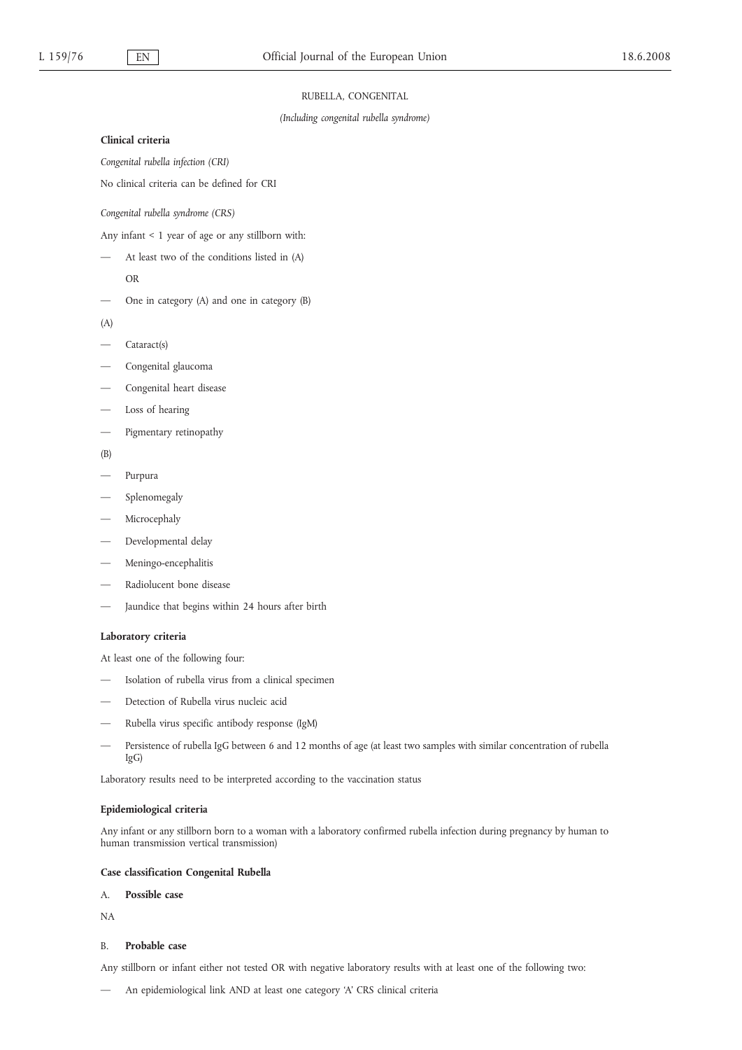# RUBELLA, CONGENITAL

*(Including congenital rubella syndrome)*

**Clinical criteria**

*Congenital rubella infection (CRI)*

No clinical criteria can be defined for CRI

*Congenital rubella syndrome (CRS)*

Any infant < 1 year of age or any stillborn with:

- At least two of the conditions listed in (A)

  OR

- One in category (A) and one in category (B)

(A)

- Cataract(s)
- Congenital glaucoma
- Congenital heart disease
- Loss of hearing
- Pigmentary retinopathy

(B)

- Purpura
- Splenomegaly
- Microcephaly
- Developmental delay
- Meningo-encephalitis
- Radiolucent bone disease
- Jaundice that begins within 24 hours after birth

**Laboratory criteria**

At least one of the following four:

- Isolation of rubella virus from a clinical specimen
- Detection of Rubella virus nucleic acid
- Rubella virus specific antibody response (IgM)
- Persistence of rubella IgG between 6 and 12 months of age (at least two samples with similar concentration of rubella IgG)

Laboratory results need to be interpreted according to the vaccination status

**Epidemiological criteria**

Any infant or any stillborn born to a woman with a laboratory confirmed rubella infection during pregnancy by human to human transmission vertical transmission)

**Case classification Congenital Rubella**

A. **Possible case**

NA

B. **Probable case**

Any stillborn or infant either not tested OR with negative laboratory results with at least one of the following two:

- An epidemiological link AND at least one category 'A' CRS clinical criteria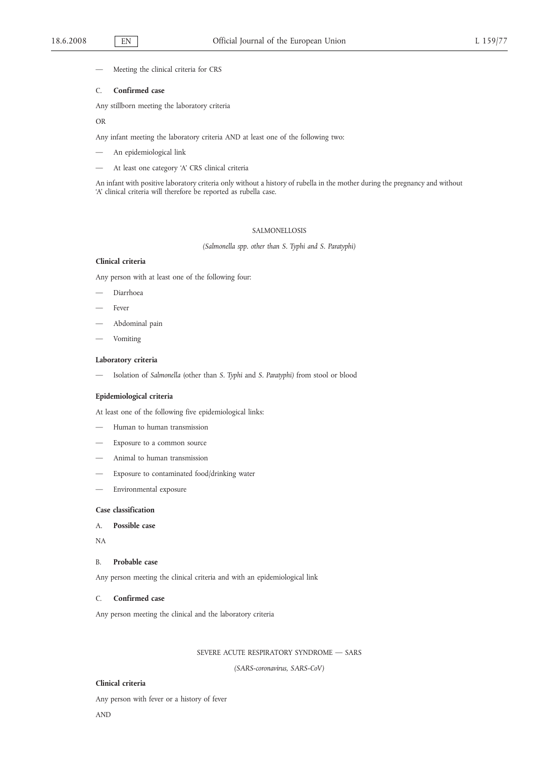— Meeting the clinical criteria for CRS

C. **Confirmed case**

Any stillborn meeting the laboratory criteria

OR

Any infant meeting the laboratory criteria AND at least one of the following two:

— An epidemiological link

— At least one category 'A' CRS clinical criteria

An infant with positive laboratory criteria only without a history of rubella in the mother during the pregnancy and without 'A' clinical criteria will therefore be reported as rubella case.

## SALMONELLOSIS

*(Salmonella spp. other than S. Typhi and S. Paratyphi)*

**Clinical criteria**

Any person with at least one of the following four:

— Diarrhoea

— Fever

— Abdominal pain

— Vomiting

**Laboratory criteria**

— Isolation of *Salmonella* (other than *S. Typhi* and *S. Paratyphi)* from stool or blood

**Epidemiological criteria**

At least one of the following five epidemiological links:

— Human to human transmission

— Exposure to a common source

— Animal to human transmission

— Exposure to contaminated food/drinking water

— Environmental exposure

**Case classification**

A. **Possible case**

NA

B. **Probable case**

Any person meeting the clinical criteria and with an epidemiological link

C. **Confirmed case**

Any person meeting the clinical and the laboratory criteria

## SEVERE ACUTE RESPIRATORY SYNDROME — SARS

*(SARS-coronavirus, SARS-CoV)*

**Clinical criteria**

Any person with fever or a history of fever

AND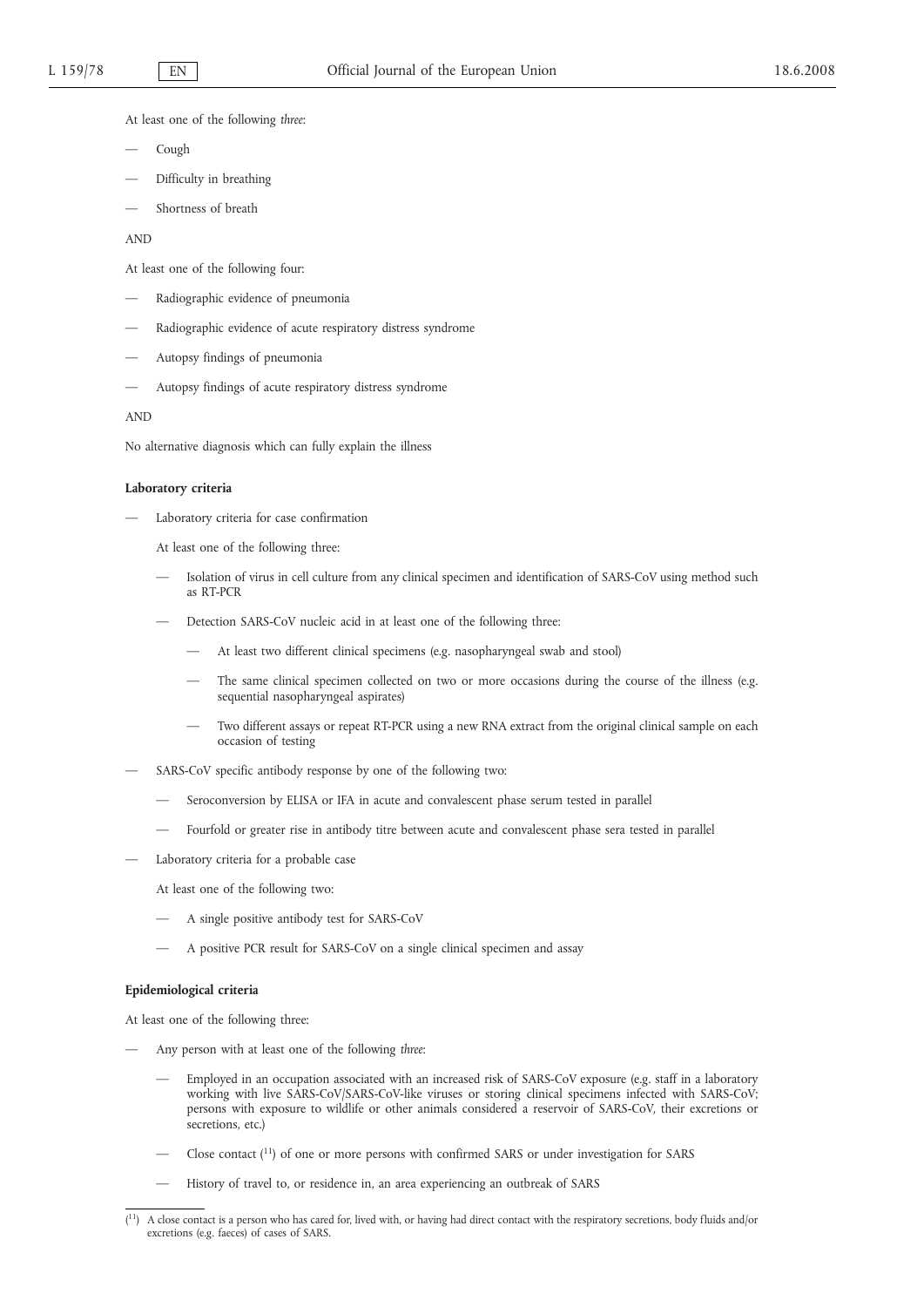At least one of the following *three*:

- Cough
- Difficulty in breathing
- Shortness of breath

AND

At least one of the following four:

- Radiographic evidence of pneumonia
- Radiographic evidence of acute respiratory distress syndrome
- Autopsy findings of pneumonia
- Autopsy findings of acute respiratory distress syndrome

AND

No alternative diagnosis which can fully explain the illness

**Laboratory criteria**

- Laboratory criteria for case confirmation

  At least one of the following three:

  - Isolation of virus in cell culture from any clinical specimen and identification of SARS-CoV using method such as RT-PCR
  - Detection SARS-CoV nucleic acid in at least one of the following three:
    - At least two different clinical specimens (e.g. nasopharyngeal swab and stool)
    - The same clinical specimen collected on two or more occasions during the course of the illness (e.g. sequential nasopharyngeal aspirates)
    - Two different assays or repeat RT-PCR using a new RNA extract from the original clinical sample on each occasion of testing

- SARS-CoV specific antibody response by one of the following two:
  - Seroconversion by ELISA or IFA in acute and convalescent phase serum tested in parallel
  - Fourfold or greater rise in antibody titre between acute and convalescent phase sera tested in parallel

- Laboratory criteria for a probable case

  At least one of the following two:

  - A single positive antibody test for SARS-CoV
  - A positive PCR result for SARS-CoV on a single clinical specimen and assay

**Epidemiological criteria**

At least one of the following three:

- Any person with at least one of the following *three*:
  - Employed in an occupation associated with an increased risk of SARS-CoV exposure (e.g. staff in a laboratory working with live SARS-CoV/SARS-CoV-like viruses or storing clinical specimens infected with SARS-CoV; persons with exposure to wildlife or other animals considered a reservoir of SARS-CoV, their excretions or secretions, etc.)
  - Close contact [11] of one or more persons with confirmed SARS or under investigation for SARS
  - History of travel to, or residence in, an area experiencing an outbreak of SARS

---

[11] A close contact is a person who has cared for, lived with, or having had direct contact with the respiratory secretions, body fluids and/or excretions (e.g. faeces) of cases of SARS.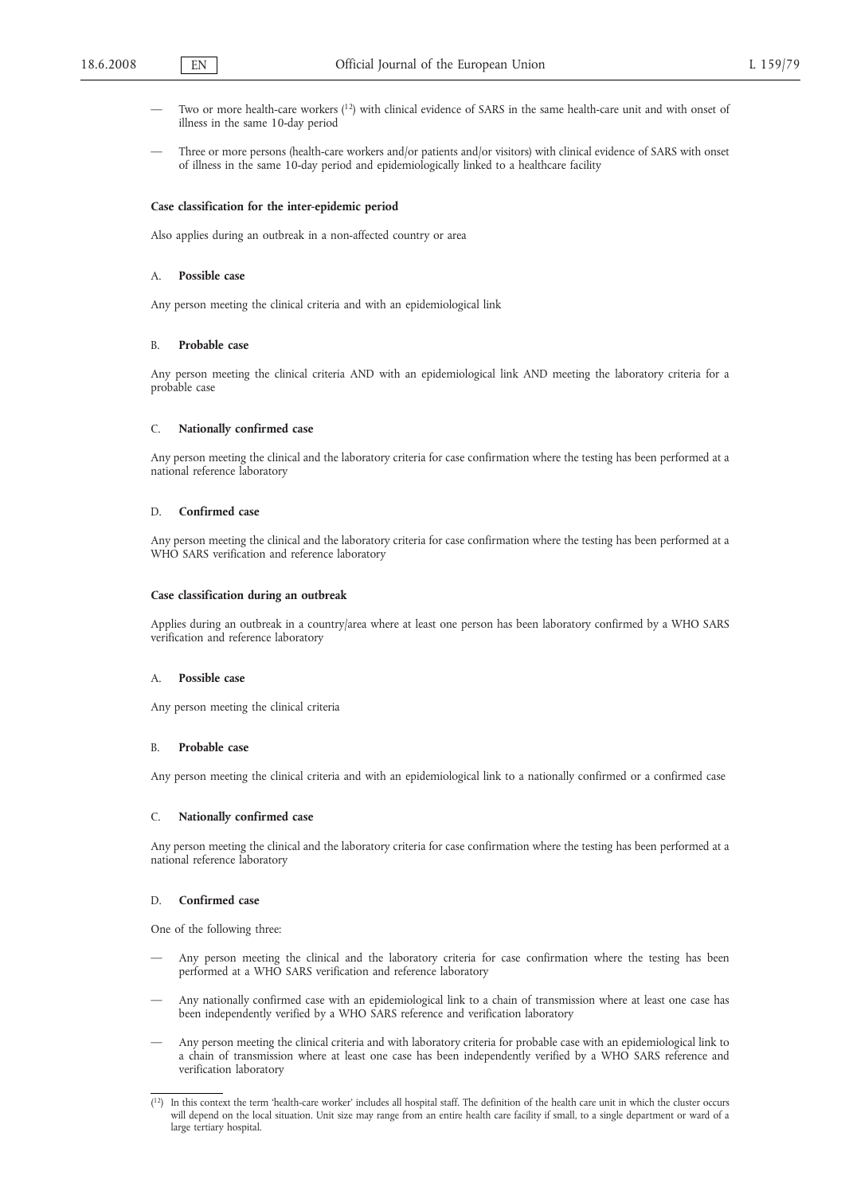— Two or more health-care workers [12] with clinical evidence of SARS in the same health-care unit and with onset of illness in the same 10-day period

— Three or more persons (health-care workers and/or patients and/or visitors) with clinical evidence of SARS with onset of illness in the same 10-day period and epidemiologically linked to a healthcare facility

**Case classification for the inter-epidemic period**

Also applies during an outbreak in a non-affected country or area

A. **Possible case**

Any person meeting the clinical criteria and with an epidemiological link

B. **Probable case**

Any person meeting the clinical criteria AND with an epidemiological link AND meeting the laboratory criteria for a probable case

C. **Nationally confirmed case**

Any person meeting the clinical and the laboratory criteria for case confirmation where the testing has been performed at a national reference laboratory

D. **Confirmed case**

Any person meeting the clinical and the laboratory criteria for case confirmation where the testing has been performed at a WHO SARS verification and reference laboratory

**Case classification during an outbreak**

Applies during an outbreak in a country/area where at least one person has been laboratory confirmed by a WHO SARS verification and reference laboratory

A. **Possible case**

Any person meeting the clinical criteria

B. **Probable case**

Any person meeting the clinical criteria and with an epidemiological link to a nationally confirmed or a confirmed case

C. **Nationally confirmed case**

Any person meeting the clinical and the laboratory criteria for case confirmation where the testing has been performed at a national reference laboratory

D. **Confirmed case**

One of the following three:

— Any person meeting the clinical and the laboratory criteria for case confirmation where the testing has been performed at a WHO SARS verification and reference laboratory

— Any nationally confirmed case with an epidemiological link to a chain of transmission where at least one case has been independently verified by a WHO SARS reference and verification laboratory

— Any person meeting the clinical criteria and with laboratory criteria for probable case with an epidemiological link to a chain of transmission where at least one case has been independently verified by a WHO SARS reference and verification laboratory

---

[12] In this context the term 'health-care worker' includes all hospital staff. The definition of the health care unit in which the cluster occurs will depend on the local situation. Unit size may range from an entire health care facility if small, to a single department or ward of a large tertiary hospital.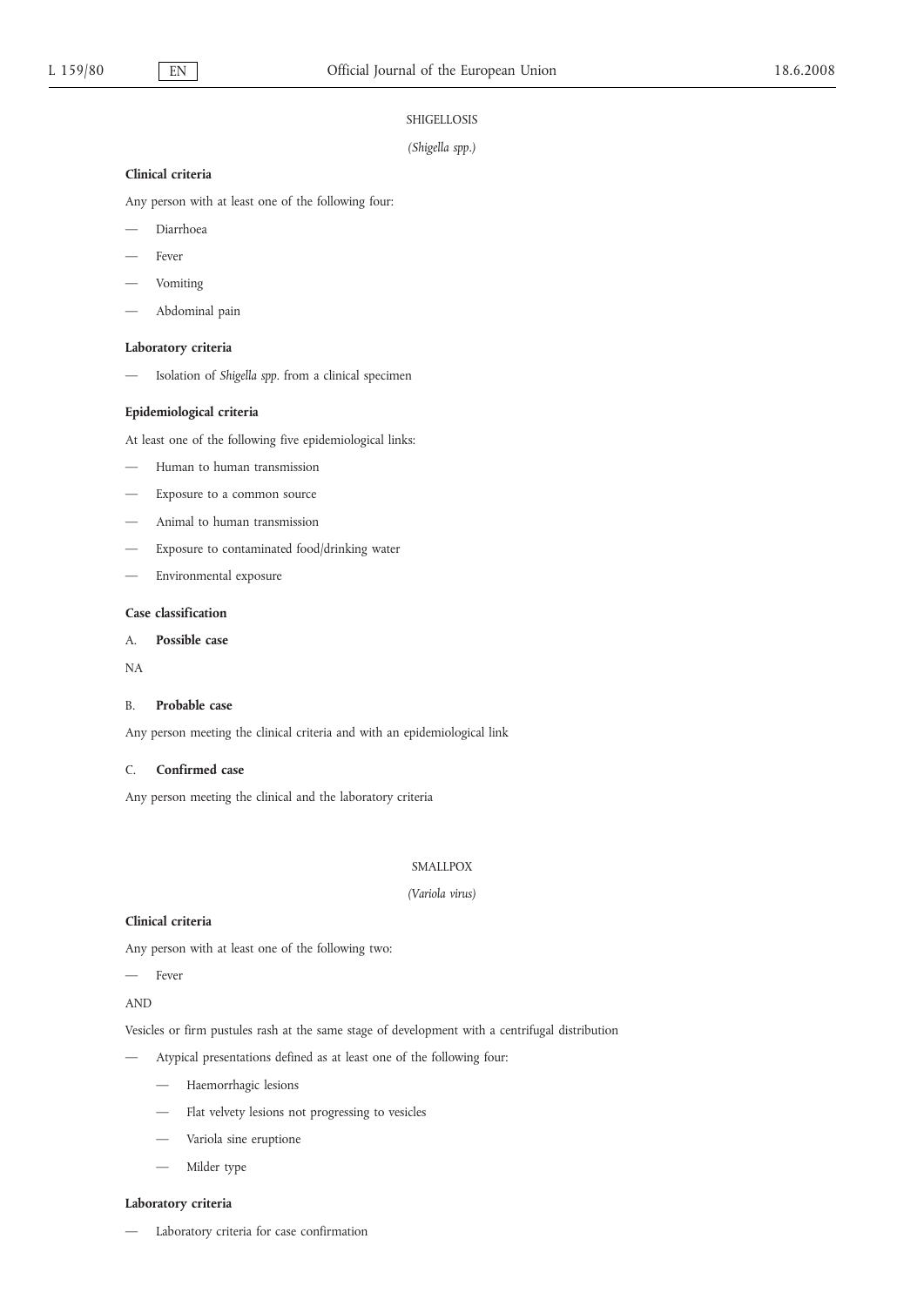## SHIGELLOSIS

*(Shigella spp.)*

**Clinical criteria**

Any person with at least one of the following four:

- Diarrhoea
- Fever
- Vomiting
- Abdominal pain

**Laboratory criteria**

- Isolation of *Shigella spp*. from a clinical specimen

**Epidemiological criteria**

At least one of the following five epidemiological links:

- Human to human transmission
- Exposure to a common source
- Animal to human transmission
- Exposure to contaminated food/drinking water
- Environmental exposure

**Case classification**

A. **Possible case**

NA

B. **Probable case**

Any person meeting the clinical criteria and with an epidemiological link

C. **Confirmed case**

Any person meeting the clinical and the laboratory criteria

## SMALLPOX

*(Variola virus)*

**Clinical criteria**

Any person with at least one of the following two:

- Fever

AND

Vesicles or firm pustules rash at the same stage of development with a centrifugal distribution

- Atypical presentations defined as at least one of the following four:
  - Haemorrhagic lesions
  - Flat velvety lesions not progressing to vesicles
  - Variola sine eruptione
  - Milder type

**Laboratory criteria**

- Laboratory criteria for case confirmation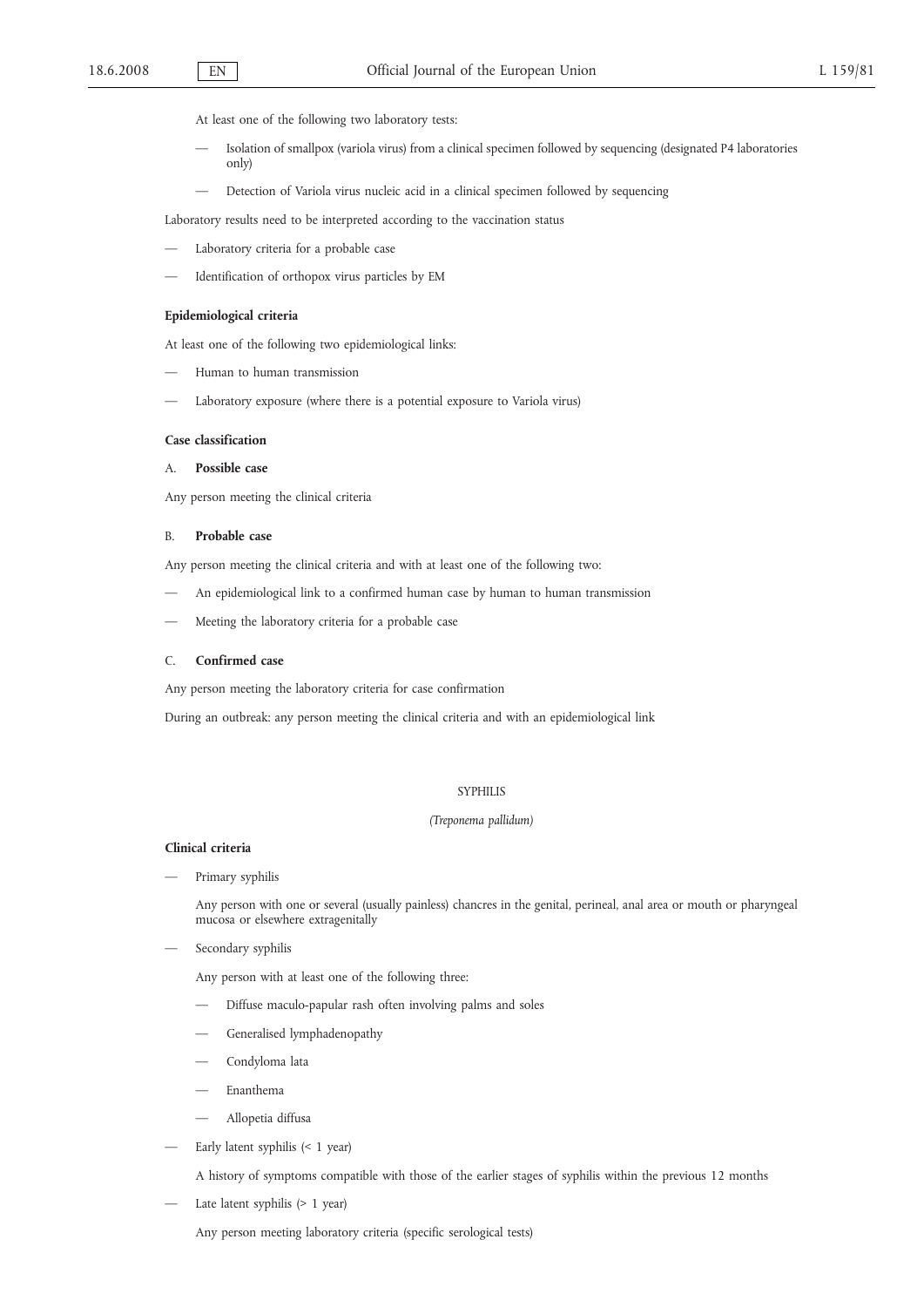At least one of the following two laboratory tests:

— Isolation of smallpox (variola virus) from a clinical specimen followed by sequencing (designated P4 laboratories only)

— Detection of Variola virus nucleic acid in a clinical specimen followed by sequencing

Laboratory results need to be interpreted according to the vaccination status

— Laboratory criteria for a probable case

— Identification of orthopox virus particles by EM

**Epidemiological criteria**

At least one of the following two epidemiological links:

— Human to human transmission

— Laboratory exposure (where there is a potential exposure to Variola virus)

**Case classification**

A. **Possible case**

Any person meeting the clinical criteria

B. **Probable case**

Any person meeting the clinical criteria and with at least one of the following two:

— An epidemiological link to a confirmed human case by human to human transmission

— Meeting the laboratory criteria for a probable case

C. **Confirmed case**

Any person meeting the laboratory criteria for case confirmation

During an outbreak: any person meeting the clinical criteria and with an epidemiological link

SYPHILIS

*(Treponema pallidum)*

**Clinical criteria**

— Primary syphilis

Any person with one or several (usually painless) chancres in the genital, perineal, anal area or mouth or pharyngeal mucosa or elsewhere extragenitally

— Secondary syphilis

Any person with at least one of the following three:

— Diffuse maculo-papular rash often involving palms and soles

— Generalised lymphadenopathy

— Condyloma lata

— Enanthema

— Allopetia diffusa

— Early latent syphilis (< 1 year)

A history of symptoms compatible with those of the earlier stages of syphilis within the previous 12 months

— Late latent syphilis (> 1 year)

Any person meeting laboratory criteria (specific serological tests)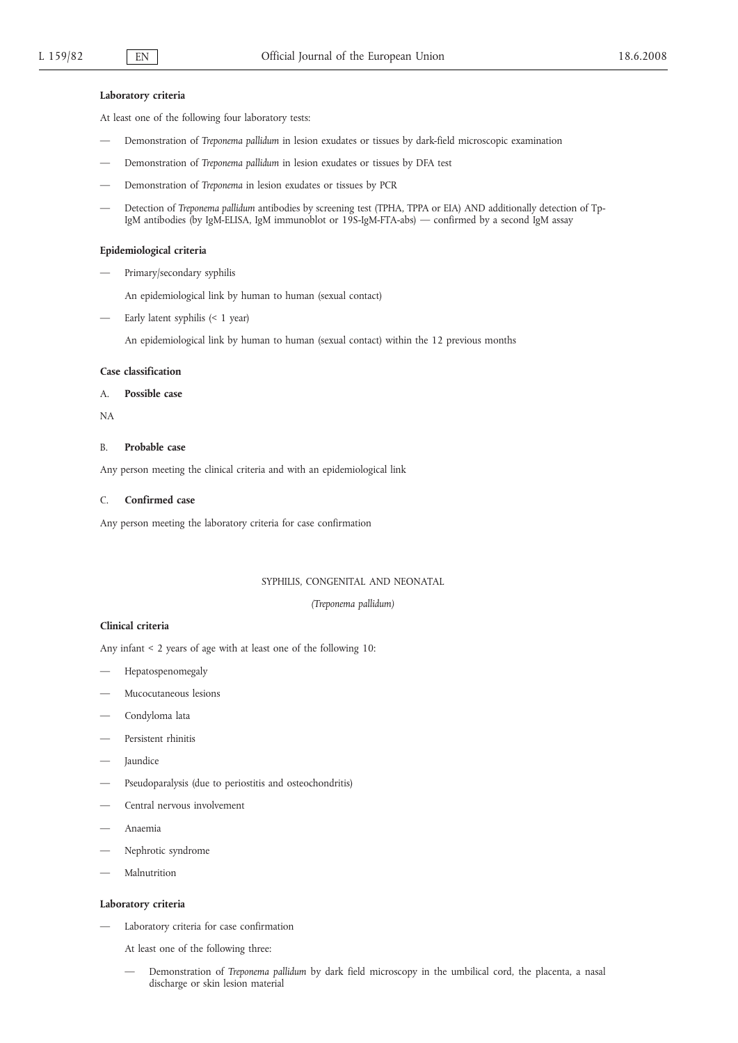**Laboratory criteria**

At least one of the following four laboratory tests:

- Demonstration of *Treponema pallidum* in lesion exudates or tissues by dark-field microscopic examination
- Demonstration of *Treponema pallidum* in lesion exudates or tissues by DFA test
- Demonstration of *Treponema* in lesion exudates or tissues by PCR
- Detection of *Treponema pallidum* antibodies by screening test (TPHA, TPPA or EIA) AND additionally detection of Tp-IgM antibodies (by IgM-ELISA, IgM immunoblot or 19S-IgM-FTA-abs) — confirmed by a second IgM assay

**Epidemiological criteria**

- Primary/secondary syphilis

  An epidemiological link by human to human (sexual contact)

- Early latent syphilis (< 1 year)

  An epidemiological link by human to human (sexual contact) within the 12 previous months

**Case classification**

A. **Possible case**

NA

B. **Probable case**

Any person meeting the clinical criteria and with an epidemiological link

C. **Confirmed case**

Any person meeting the laboratory criteria for case confirmation

## SYPHILIS, CONGENITAL AND NEONATAL

*(Treponema pallidum)*

**Clinical criteria**

Any infant < 2 years of age with at least one of the following 10:

- Hepatospenomegaly
- Mucocutaneous lesions
- Condyloma lata
- Persistent rhinitis
- Jaundice
- Pseudoparalysis (due to periostitis and osteochondritis)
- Central nervous involvement
- Anaemia
- Nephrotic syndrome
- Malnutrition

**Laboratory criteria**

- Laboratory criteria for case confirmation

  At least one of the following three:

  - Demonstration of *Treponema pallidum* by dark field microscopy in the umbilical cord, the placenta, a nasal discharge or skin lesion material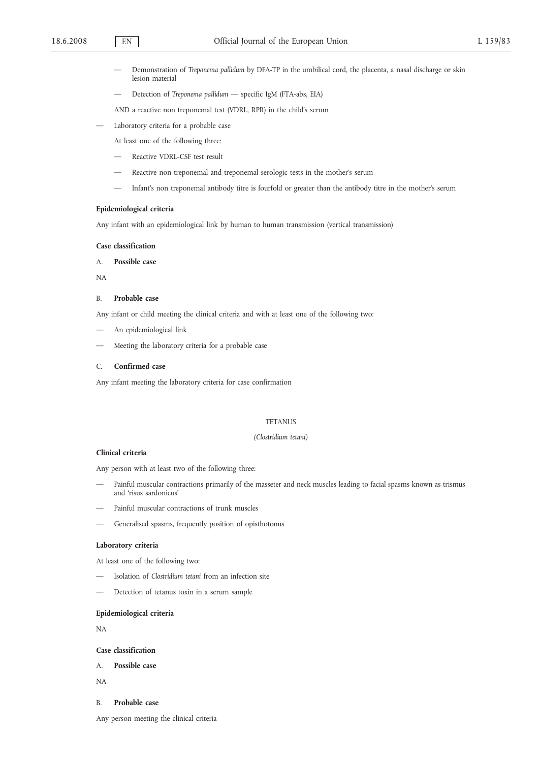— Demonstration of *Treponema pallidum* by DFA-TP in the umbilical cord, the placenta, a nasal discharge or skin lesion material

— Detection of *Treponema pallidum* — specific IgM (FTA-abs, EIA)

AND a reactive non treponemal test (VDRL, RPR) in the child's serum

— Laboratory criteria for a probable case

At least one of the following three:

— Reactive VDRL-CSF test result

— Reactive non treponemal and treponemal serologic tests in the mother's serum

— Infant's non treponemal antibody titre is fourfold or greater than the antibody titre in the mother's serum

**Epidemiological criteria**

Any infant with an epidemiological link by human to human transmission (vertical transmission)

**Case classification**

A. **Possible case**

NA

B. **Probable case**

Any infant or child meeting the clinical criteria and with at least one of the following two:

— An epidemiological link

— Meeting the laboratory criteria for a probable case

C. **Confirmed case**

Any infant meeting the laboratory criteria for case confirmation

## TETANUS

*(Clostridium tetani)*

**Clinical criteria**

Any person with at least two of the following three:

— Painful muscular contractions primarily of the masseter and neck muscles leading to facial spasms known as trismus and 'risus sardonicus'

— Painful muscular contractions of trunk muscles

— Generalised spasms, frequently position of opisthotonus

**Laboratory criteria**

At least one of the following two:

— Isolation of *Clostridium tetani* from an infection site

— Detection of tetanus toxin in a serum sample

**Epidemiological criteria**

NA

**Case classification**

A. **Possible case**

NA

B. **Probable case**

Any person meeting the clinical criteria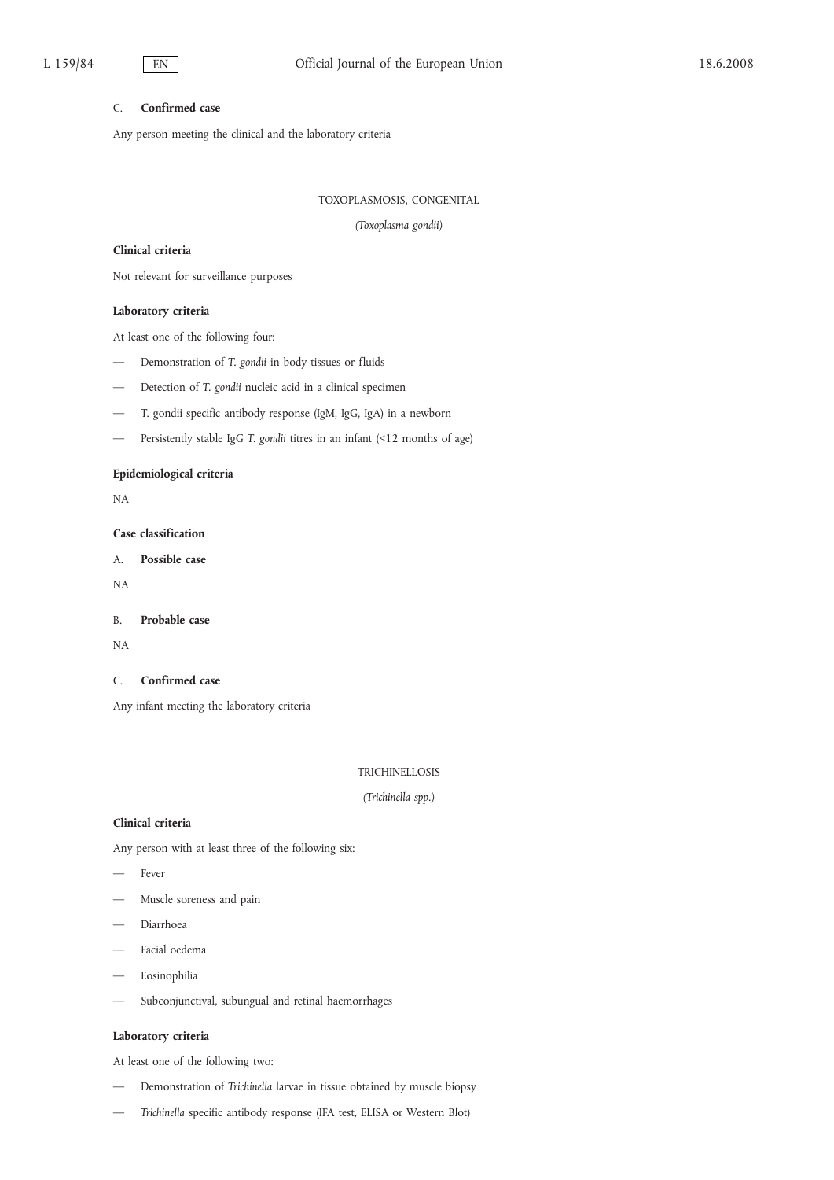C. **Confirmed case**

Any person meeting the clinical and the laboratory criteria

## TOXOPLASMOSIS, CONGENITAL

*(Toxoplasma gondii)*

**Clinical criteria**

Not relevant for surveillance purposes

**Laboratory criteria**

At least one of the following four:

- Demonstration of *T. gondii* in body tissues or fluids
- Detection of *T. gondii* nucleic acid in a clinical specimen
- T. gondii specific antibody response (IgM, IgG, IgA) in a newborn
- Persistently stable IgG *T. gondii* titres in an infant (<12 months of age)

**Epidemiological criteria**

NA

**Case classification**

A. **Possible case**

NA

B. **Probable case**

NA

C. **Confirmed case**

Any infant meeting the laboratory criteria

## TRICHINELLOSIS

*(Trichinella spp.)*

**Clinical criteria**

Any person with at least three of the following six:

- Fever
- Muscle soreness and pain
- Diarrhoea
- Facial oedema
- Eosinophilia
- Subconjunctival, subungual and retinal haemorrhages

**Laboratory criteria**

At least one of the following two:

- Demonstration of *Trichinella* larvae in tissue obtained by muscle biopsy
- *Trichinella* specific antibody response (IFA test, ELISA or Western Blot)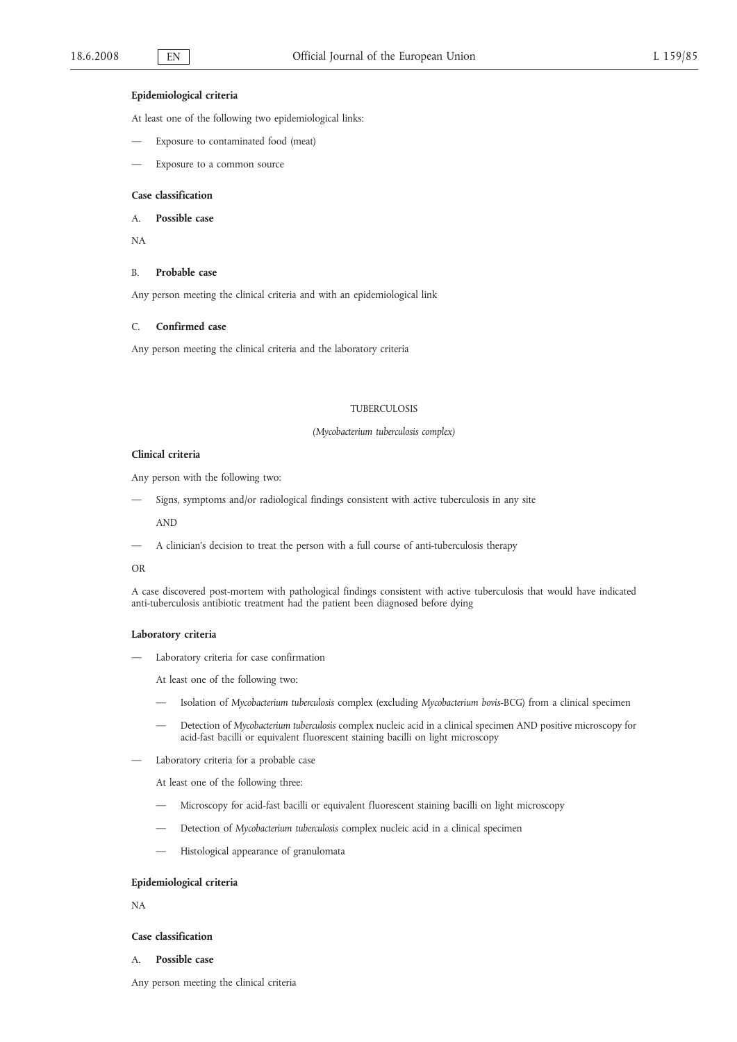**Epidemiological criteria**

At least one of the following two epidemiological links:

— Exposure to contaminated food (meat)

— Exposure to a common source

**Case classification**

A. **Possible case**

NA

B. **Probable case**

Any person meeting the clinical criteria and with an epidemiological link

C. **Confirmed case**

Any person meeting the clinical criteria and the laboratory criteria

## TUBERCULOSIS

*(Mycobacterium tuberculosis complex)*

**Clinical criteria**

Any person with the following two:

— Signs, symptoms and/or radiological findings consistent with active tuberculosis in any site

AND

— A clinician's decision to treat the person with a full course of anti-tuberculosis therapy

OR

A case discovered post-mortem with pathological findings consistent with active tuberculosis that would have indicated anti-tuberculosis antibiotic treatment had the patient been diagnosed before dying

**Laboratory criteria**

— Laboratory criteria for case confirmation

At least one of the following two:

— Isolation of *Mycobacterium tuberculosis* complex (excluding *Mycobacterium bovis*-BCG) from a clinical specimen

— Detection of *Mycobacterium tuberculosis* complex nucleic acid in a clinical specimen AND positive microscopy for acid-fast bacilli or equivalent fluorescent staining bacilli on light microscopy

— Laboratory criteria for a probable case

At least one of the following three:

— Microscopy for acid-fast bacilli or equivalent fluorescent staining bacilli on light microscopy

— Detection of *Mycobacterium tuberculosis* complex nucleic acid in a clinical specimen

— Histological appearance of granulomata

**Epidemiological criteria**

NA

**Case classification**

A. **Possible case**

Any person meeting the clinical criteria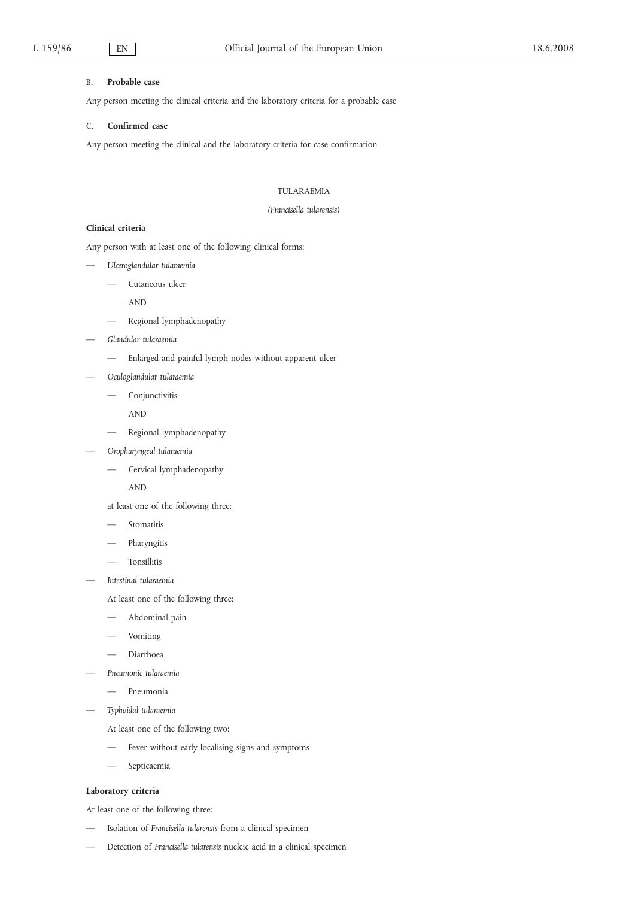B. **Probable case**

Any person meeting the clinical criteria and the laboratory criteria for a probable case

C. **Confirmed case**

Any person meeting the clinical and the laboratory criteria for case confirmation

## TULARAEMIA

*(Francisella tularensis)*

**Clinical criteria**

Any person with at least one of the following clinical forms:

- *Ulceroglandular tularaemia*
  - Cutaneous ulcer

    AND

  - Regional lymphadenopathy
- *Glandular tularaemia*
  - Enlarged and painful lymph nodes without apparent ulcer
- *Oculoglandular tularaemia*
  - Conjunctivitis

    AND

  - Regional lymphadenopathy
- *Oropharyngeal tularaemia*
  - Cervical lymphadenopathy

    AND

  at least one of the following three:

  - Stomatitis
  - Pharyngitis
  - Tonsillitis
- *Intestinal tularaemia*

  At least one of the following three:

  - Abdominal pain
  - Vomiting
  - Diarrhoea
- *Pneumonic tularaemia*
  - Pneumonia
- *Typhoidal tularaemia*

  At least one of the following two:

  - Fever without early localising signs and symptoms
  - Septicaemia

**Laboratory criteria**

At least one of the following three:

- Isolation of *Francisella tularensis* from a clinical specimen
- Detection of *Francisella tularensis* nucleic acid in a clinical specimen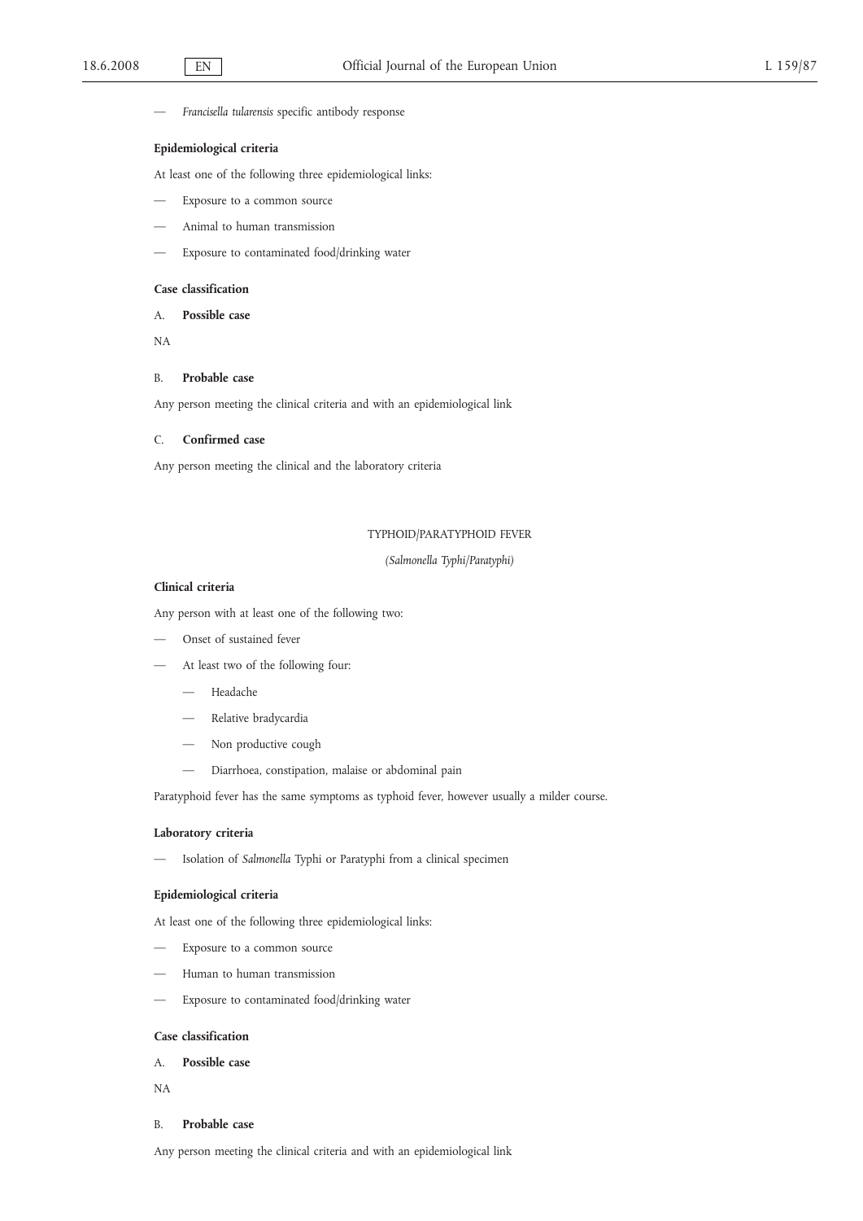— *Francisella tularensis* specific antibody response

**Epidemiological criteria**

At least one of the following three epidemiological links:

— Exposure to a common source

— Animal to human transmission

— Exposure to contaminated food/drinking water

**Case classification**

A. **Possible case**

NA

B. **Probable case**

Any person meeting the clinical criteria and with an epidemiological link

C. **Confirmed case**

Any person meeting the clinical and the laboratory criteria

## TYPHOID/PARATYPHOID FEVER

*(Salmonella Typhi/Paratyphi)*

**Clinical criteria**

Any person with at least one of the following two:

— Onset of sustained fever

— At least two of the following four:

  — Headache

  — Relative bradycardia

  — Non productive cough

  — Diarrhoea, constipation, malaise or abdominal pain

Paratyphoid fever has the same symptoms as typhoid fever, however usually a milder course.

**Laboratory criteria**

— Isolation of *Salmonella* Typhi or Paratyphi from a clinical specimen

**Epidemiological criteria**

At least one of the following three epidemiological links:

— Exposure to a common source

— Human to human transmission

— Exposure to contaminated food/drinking water

**Case classification**

A. **Possible case**

NA

B. **Probable case**

Any person meeting the clinical criteria and with an epidemiological link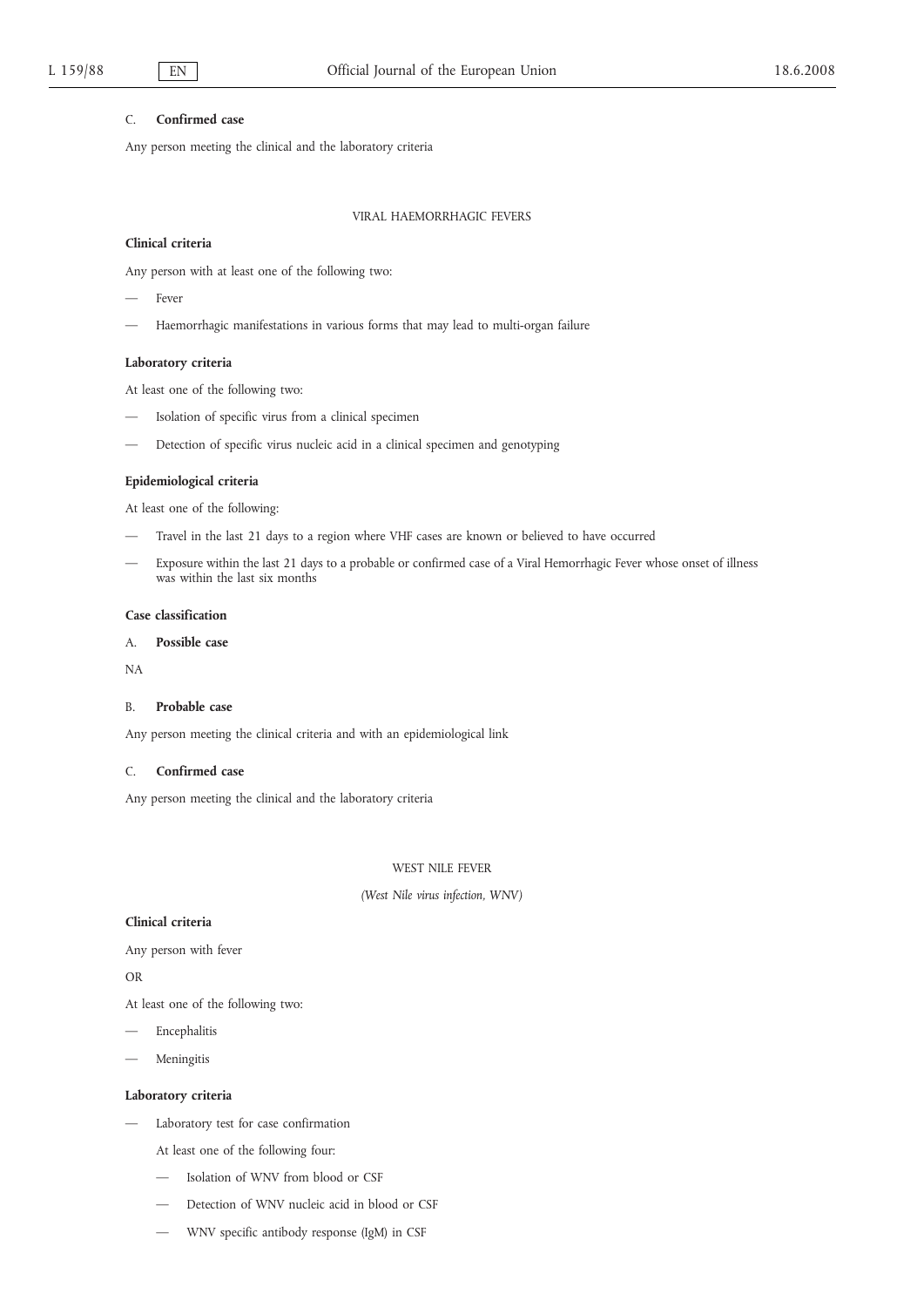C. **Confirmed case**

Any person meeting the clinical and the laboratory criteria

VIRAL HAEMORRHAGIC FEVERS

**Clinical criteria**

Any person with at least one of the following two:

— Fever

— Haemorrhagic manifestations in various forms that may lead to multi-organ failure

**Laboratory criteria**

At least one of the following two:

— Isolation of specific virus from a clinical specimen

— Detection of specific virus nucleic acid in a clinical specimen and genotyping

**Epidemiological criteria**

At least one of the following:

— Travel in the last 21 days to a region where VHF cases are known or believed to have occurred

— Exposure within the last 21 days to a probable or confirmed case of a Viral Hemorrhagic Fever whose onset of illness was within the last six months

**Case classification**

A. **Possible case**

NA

B. **Probable case**

Any person meeting the clinical criteria and with an epidemiological link

C. **Confirmed case**

Any person meeting the clinical and the laboratory criteria

WEST NILE FEVER

*(West Nile virus infection, WNV)*

**Clinical criteria**

Any person with fever

OR

At least one of the following two:

— Encephalitis

— Meningitis

**Laboratory criteria**

— Laboratory test for case confirmation

At least one of the following four:

  — Isolation of WNV from blood or CSF

  — Detection of WNV nucleic acid in blood or CSF

  — WNV specific antibody response (IgM) in CSF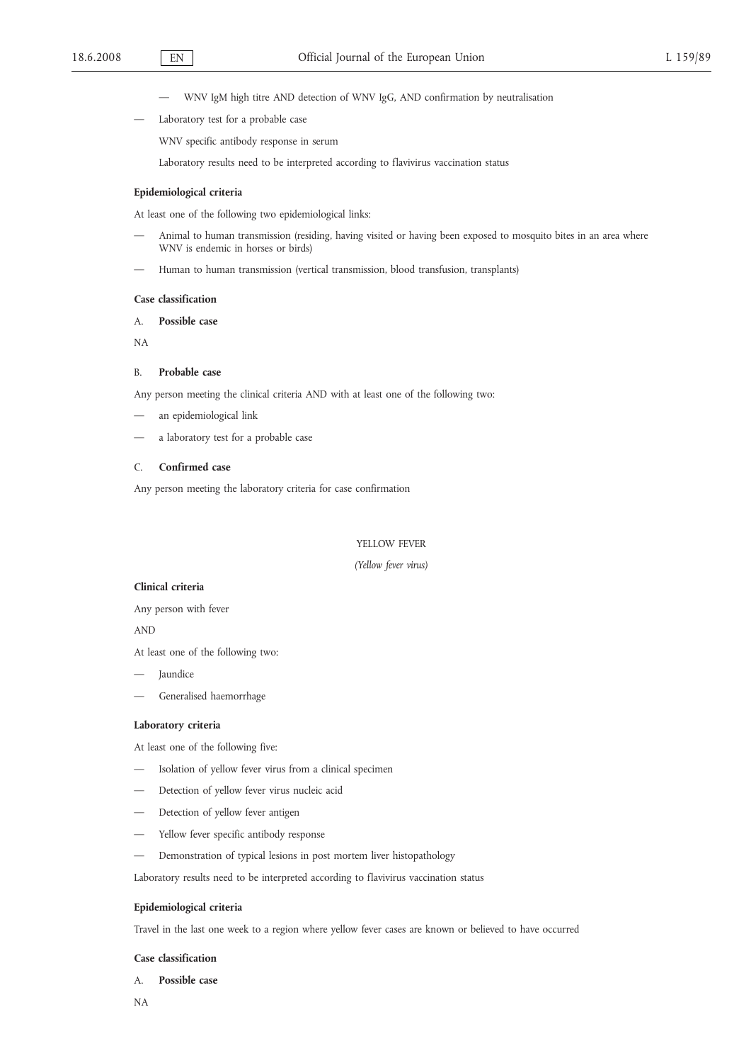- WNV IgM high titre AND detection of WNV IgG, AND confirmation by neutralisation

- Laboratory test for a probable case

  WNV specific antibody response in serum

  Laboratory results need to be interpreted according to flavivirus vaccination status

**Epidemiological criteria**

At least one of the following two epidemiological links:

- Animal to human transmission (residing, having visited or having been exposed to mosquito bites in an area where WNV is endemic in horses or birds)
- Human to human transmission (vertical transmission, blood transfusion, transplants)

**Case classification**

A. **Possible case**

NA

B. **Probable case**

Any person meeting the clinical criteria AND with at least one of the following two:

- an epidemiological link
- a laboratory test for a probable case

C. **Confirmed case**

Any person meeting the laboratory criteria for case confirmation

## YELLOW FEVER

*(Yellow fever virus)*

**Clinical criteria**

Any person with fever

AND

At least one of the following two:

- Jaundice
- Generalised haemorrhage

**Laboratory criteria**

At least one of the following five:

- Isolation of yellow fever virus from a clinical specimen
- Detection of yellow fever virus nucleic acid
- Detection of yellow fever antigen
- Yellow fever specific antibody response
- Demonstration of typical lesions in post mortem liver histopathology

Laboratory results need to be interpreted according to flavivirus vaccination status

**Epidemiological criteria**

Travel in the last one week to a region where yellow fever cases are known or believed to have occurred

**Case classification**

A. **Possible case**

NA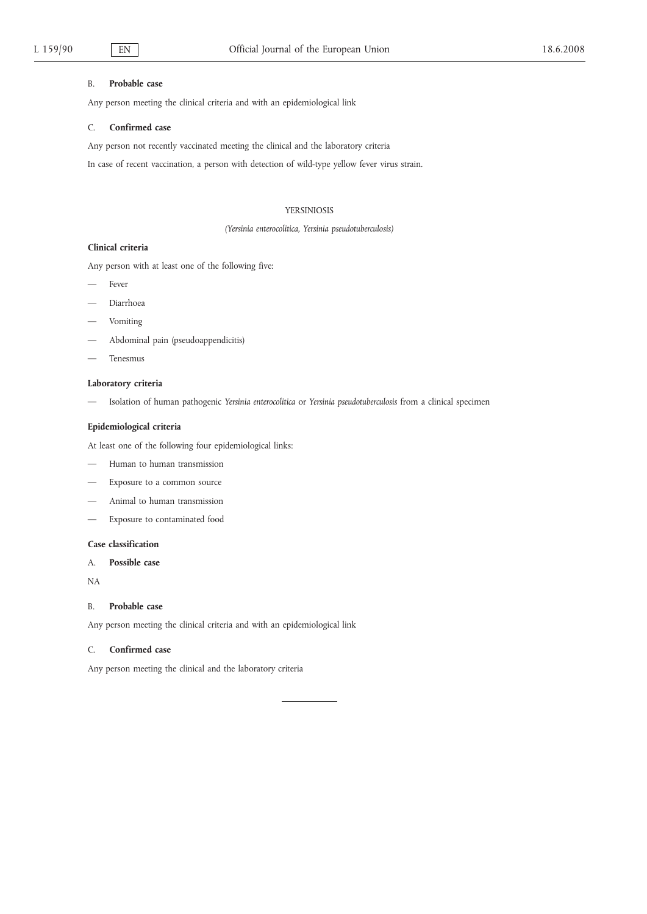B. **Probable case**

Any person meeting the clinical criteria and with an epidemiological link

C. **Confirmed case**

Any person not recently vaccinated meeting the clinical and the laboratory criteria

In case of recent vaccination, a person with detection of wild-type yellow fever virus strain.

## YERSINIOSIS

*(Yersinia enterocolitica, Yersinia pseudotuberculosis)*

**Clinical criteria**

Any person with at least one of the following five:

- Fever
- Diarrhoea
- Vomiting
- Abdominal pain (pseudoappendicitis)
- Tenesmus

**Laboratory criteria**

- Isolation of human pathogenic *Yersinia enterocolitica* or *Yersinia pseudotuberculosis* from a clinical specimen

**Epidemiological criteria**

At least one of the following four epidemiological links:

- Human to human transmission
- Exposure to a common source
- Animal to human transmission
- Exposure to contaminated food

**Case classification**

A. **Possible case**

NA

B. **Probable case**

Any person meeting the clinical criteria and with an epidemiological link

C. **Confirmed case**

Any person meeting the clinical and the laboratory criteria